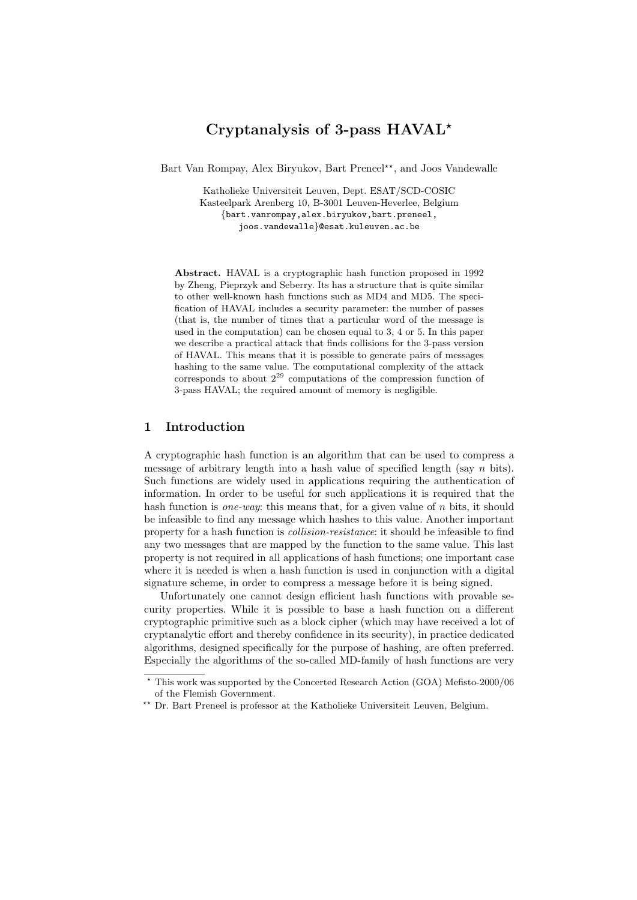# Cryptanalysis of 3-pass HAVAL*

Bart Van Rompay, Alex Biryukov, Bart Preneel**, and Joos Vandewalle

Katholieke Universiteit Leuven, Dept. ESAT/SCD-COSIC
Kasteelpark Arenberg 10, B-3001 Leuven-Heverlee, Belgium
{bart.vanrompay,alex.biryukov,bart.preneel,
joos.vandewalle}@esat.kuleuven.ac.be

**Abstract.** HAVAL is a cryptographic hash function proposed in 1992 by Zheng, Pieprzyk and Seberry. Its has a structure that is quite similar to other well-known hash functions such as MD4 and MD5. The specification of HAVAL includes a security parameter: the number of passes (that is, the number of times that a particular word of the message is used in the computation) can be chosen equal to 3, 4 or 5. In this paper we describe a practical attack that finds collisions for the 3-pass version of HAVAL. This means that it is possible to generate pairs of messages hashing to the same value. The computational complexity of the attack corresponds to about $2^{29}$ computations of the compression function of 3-pass HAVAL; the required amount of memory is negligible.

## 1 Introduction

A cryptographic hash function is an algorithm that can be used to compress a message of arbitrary length into a hash value of specified length (say $n$ bits). Such functions are widely used in applications requiring the authentication of information. In order to be useful for such applications it is required that the hash function is *one-way*: this means that, for a given value of $n$ bits, it should be infeasible to find any message which hashes to this value. Another important property for a hash function is *collision-resistance*: it should be infeasible to find any two messages that are mapped by the function to the same value. This last property is not required in all applications of hash functions; one important case where it is needed is when a hash function is used in conjunction with a digital signature scheme, in order to compress a message before it is being signed.

Unfortunately one cannot design efficient hash functions with provable security properties. While it is possible to base a hash function on a different cryptographic primitive such as a block cipher (which may have received a lot of cryptanalytic effort and thereby confidence in its security), in practice dedicated algorithms, designed specifically for the purpose of hashing, are often preferred. Especially the algorithms of the so-called MD-family of hash functions are very

---

* This work was supported by the Concerted Research Action (GOA) Mefisto-2000/06 of the Flemish Government.

** Dr. Bart Preneel is professor at the Katholieke Universiteit Leuven, Belgium.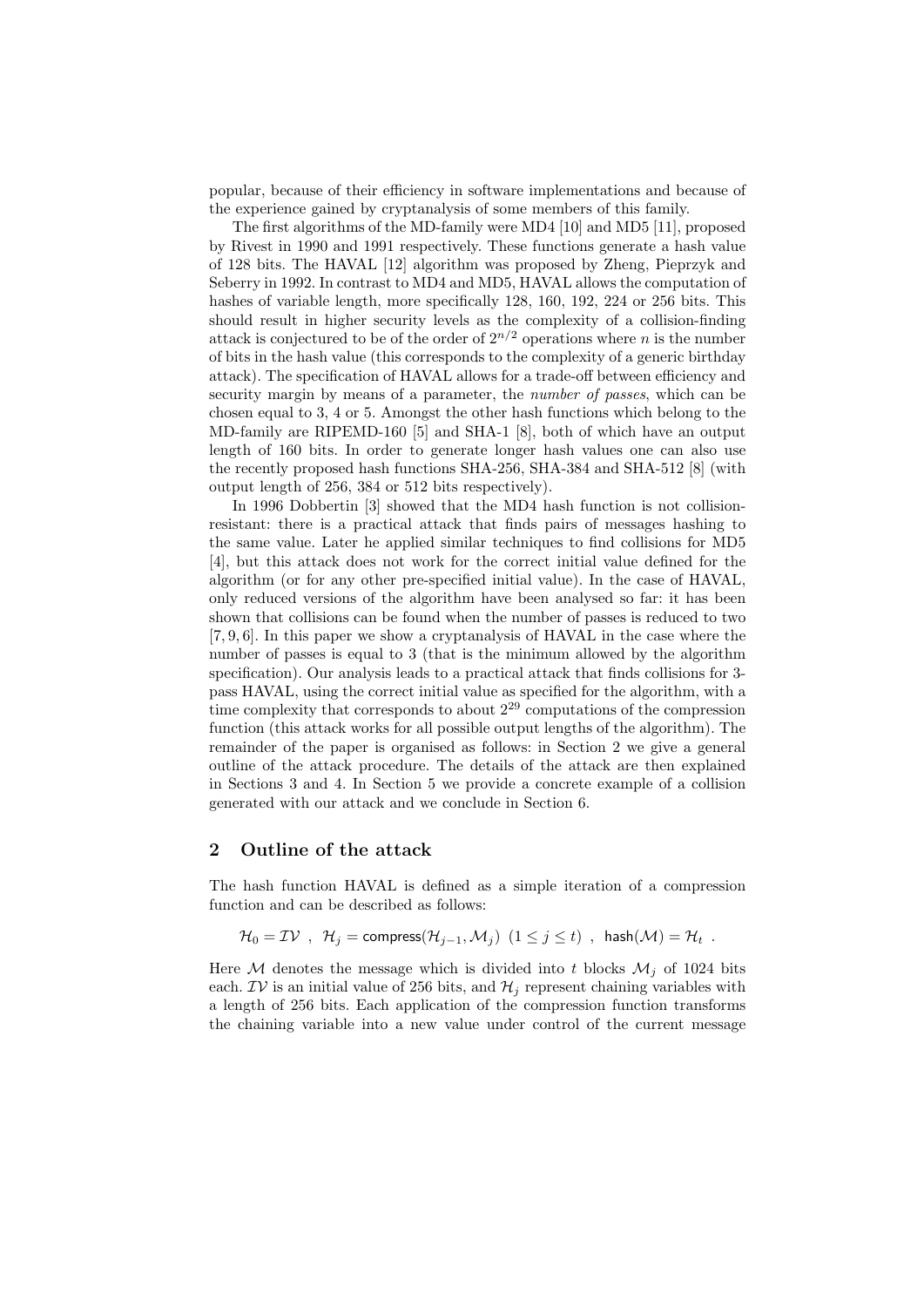popular, because of their efficiency in software implementations and because of the experience gained by cryptanalysis of some members of this family.

The first algorithms of the MD-family were MD4 [10] and MD5 [11], proposed by Rivest in 1990 and 1991 respectively. These functions generate a hash value of 128 bits. The HAVAL [12] algorithm was proposed by Zheng, Pieprzyk and Seberry in 1992. In contrast to MD4 and MD5, HAVAL allows the computation of hashes of variable length, more specifically 128, 160, 192, 224 or 256 bits. This should result in higher security levels as the complexity of a collision-finding attack is conjectured to be of the order of $2^{n/2}$ operations where $n$ is the number of bits in the hash value (this corresponds to the complexity of a generic birthday attack). The specification of HAVAL allows for a trade-off between efficiency and security margin by means of a parameter, the *number of passes*, which can be chosen equal to 3, 4 or 5. Amongst the other hash functions which belong to the MD-family are RIPEMD-160 [5] and SHA-1 [8], both of which have an output length of 160 bits. In order to generate longer hash values one can also use the recently proposed hash functions SHA-256, SHA-384 and SHA-512 [8] (with output length of 256, 384 or 512 bits respectively).

In 1996 Dobbertin [3] showed that the MD4 hash function is not collision-resistant: there is a practical attack that finds pairs of messages hashing to the same value. Later he applied similar techniques to find collisions for MD5 [4], but this attack does not work for the correct initial value defined for the algorithm (or for any other pre-specified initial value). In the case of HAVAL, only reduced versions of the algorithm have been analysed so far: it has been shown that collisions can be found when the number of passes is reduced to two [7, 9, 6]. In this paper we show a cryptanalysis of HAVAL in the case where the number of passes is equal to 3 (that is the minimum allowed by the algorithm specification). Our analysis leads to a practical attack that finds collisions for 3-pass HAVAL, using the correct initial value as specified for the algorithm, with a time complexity that corresponds to about $2^{29}$ computations of the compression function (this attack works for all possible output lengths of the algorithm). The remainder of the paper is organised as follows: in Section 2 we give a general outline of the attack procedure. The details of the attack are then explained in Sections 3 and 4. In Section 5 we provide a concrete example of a collision generated with our attack and we conclude in Section 6.

## 2 Outline of the attack

The hash function HAVAL is defined as a simple iteration of a compression function and can be described as follows:

$$\mathcal{H}_0 = \mathcal{IV} \ , \ \ \mathcal{H}_j = \mathsf{compress}(\mathcal{H}_{j-1}, \mathcal{M}_j) \ \ (1 \leq j \leq t) \ , \ \ \mathsf{hash}(\mathcal{M}) = \mathcal{H}_t \ .$$

Here $\mathcal{M}$ denotes the message which is divided into $t$ blocks $\mathcal{M}_j$ of 1024 bits each. $\mathcal{IV}$ is an initial value of 256 bits, and $\mathcal{H}_j$ represent chaining variables with a length of 256 bits. Each application of the compression function transforms the chaining variable into a new value under control of the current message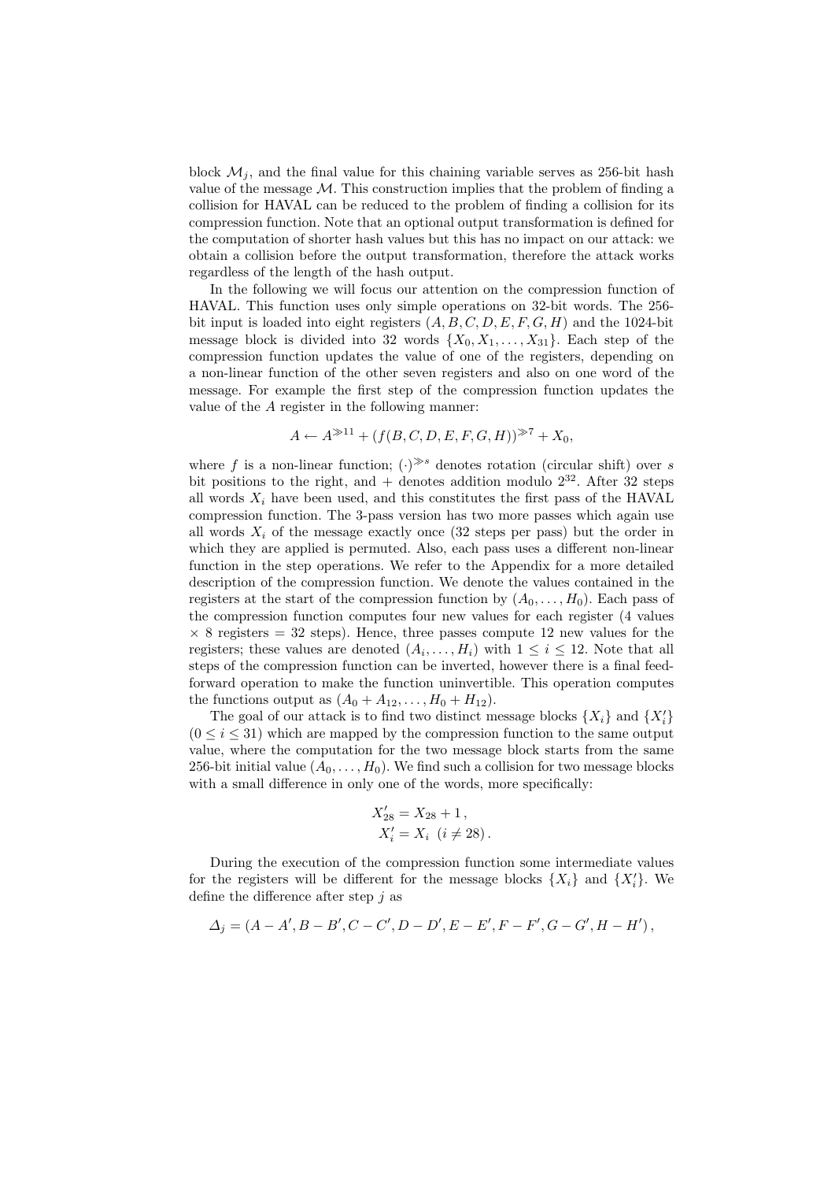block $\mathcal{M}_j$, and the final value for this chaining variable serves as 256-bit hash value of the message $\mathcal{M}$. This construction implies that the problem of finding a collision for HAVAL can be reduced to the problem of finding a collision for its compression function. Note that an optional output transformation is defined for the computation of shorter hash values but this has no impact on our attack: we obtain a collision before the output transformation, therefore the attack works regardless of the length of the hash output.

In the following we will focus our attention on the compression function of HAVAL. This function uses only simple operations on 32-bit words. The 256-bit input is loaded into eight registers $(A, B, C, D, E, F, G, H)$ and the 1024-bit message block is divided into 32 words $\{X_0, X_1, \ldots, X_{31}\}$. Each step of the compression function updates the value of one of the registers, depending on a non-linear function of the other seven registers and also on one word of the message. For example the first step of the compression function updates the value of the $A$ register in the following manner:

$$A \leftarrow A^{\gg 11} + (f(B, C, D, E, F, G, H))^{\gg 7} + X_0,$$

where $f$ is a non-linear function; $(\cdot)^{\gg s}$ denotes rotation (circular shift) over $s$ bit positions to the right, and $+$ denotes addition modulo $2^{32}$. After 32 steps all words $X_i$ have been used, and this constitutes the first pass of the HAVAL compression function. The 3-pass version has two more passes which again use all words $X_i$ of the message exactly once (32 steps per pass) but the order in which they are applied is permuted. Also, each pass uses a different non-linear function in the step operations. We refer to the Appendix for a more detailed description of the compression function. We denote the values contained in the registers at the start of the compression function by $(A_0, \ldots, H_0)$. Each pass of the compression function computes four new values for each register (4 values $\times$ 8 registers = 32 steps). Hence, three passes compute 12 new values for the registers; these values are denoted $(A_i, \ldots, H_i)$ with $1 \leq i \leq 12$. Note that all steps of the compression function can be inverted, however there is a final feed-forward operation to make the function uninvertible. This operation computes the functions output as $(A_0 + A_{12}, \ldots, H_0 + H_{12})$.

The goal of our attack is to find two distinct message blocks $\{X_i\}$ and $\{X'_i\}$ $(0 \leq i \leq 31)$ which are mapped by the compression function to the same output value, where the computation for the two message block starts from the same 256-bit initial value $(A_0, \ldots, H_0)$. We find such a collision for two message blocks with a small difference in only one of the words, more specifically:

$$\begin{aligned} X'_{28} &= X_{28} + 1\,, \\ X'_i &= X_i \ \ (i \neq 28)\,. \end{aligned}$$

During the execution of the compression function some intermediate values for the registers will be different for the message blocks $\{X_i\}$ and $\{X'_i\}$. We define the difference after step $j$ as

$$\Delta_j = (A - A', B - B', C - C', D - D', E - E', F - F', G - G', H - H')\,,$$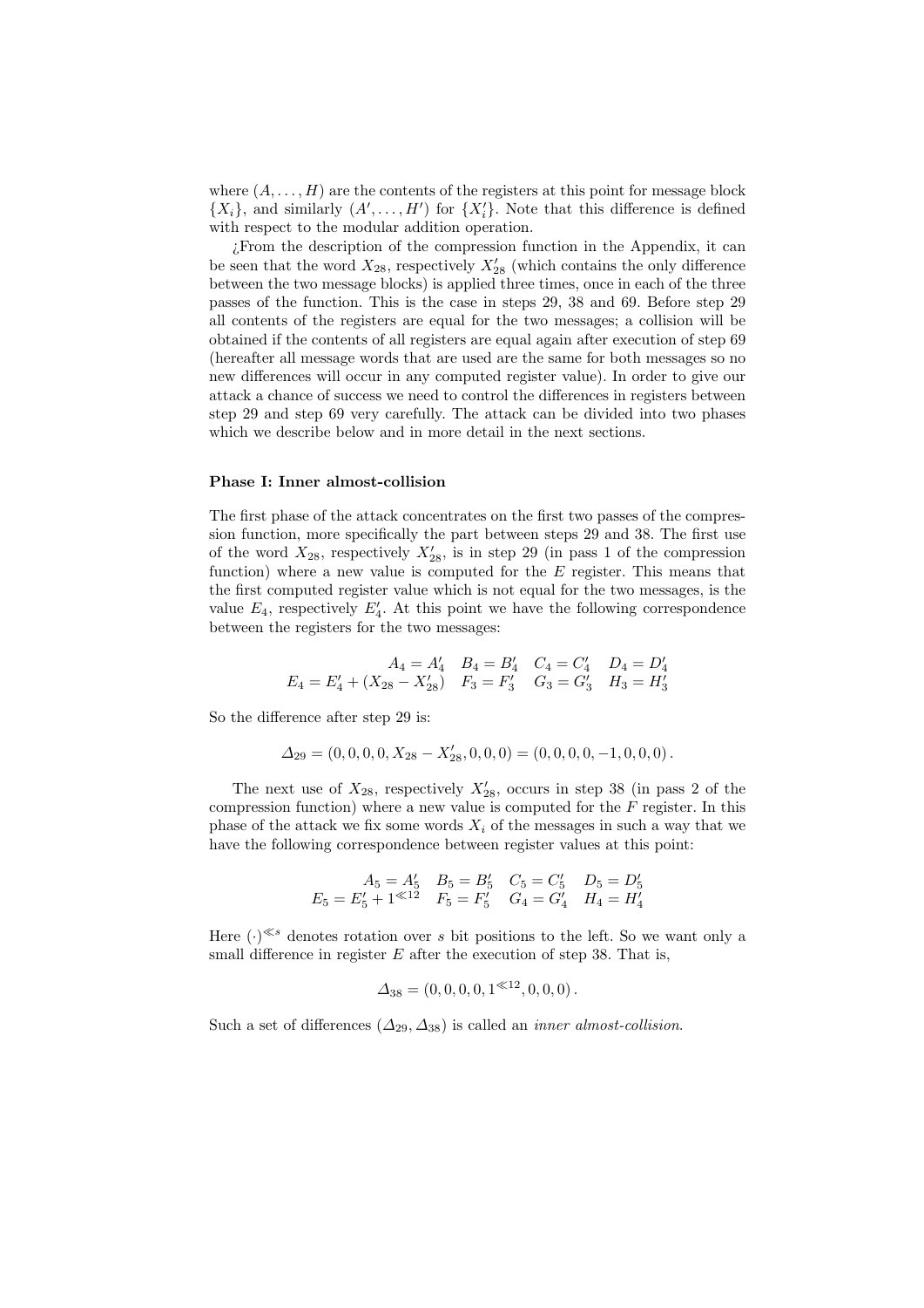where $(A, \ldots, H)$ are the contents of the registers at this point for message block $\{X_i\}$, and similarly $(A', \ldots, H')$ for $\{X_i'\}$. Note that this difference is defined with respect to the modular addition operation.

¿From the description of the compression function in the Appendix, it can be seen that the word $X_{28}$, respectively $X_{28}'$ (which contains the only difference between the two message blocks) is applied three times, once in each of the three passes of the function. This is the case in steps 29, 38 and 69. Before step 29 all contents of the registers are equal for the two messages; a collision will be obtained if the contents of all registers are equal again after execution of step 69 (hereafter all message words that are used are the same for both messages so no new differences will occur in any computed register value). In order to give our attack a chance of success we need to control the differences in registers between step 29 and step 69 very carefully. The attack can be divided into two phases which we describe below and in more detail in the next sections.

**Phase I: Inner almost-collision**

The first phase of the attack concentrates on the first two passes of the compression function, more specifically the part between steps 29 and 38. The first use of the word $X_{28}$, respectively $X_{28}'$, is in step 29 (in pass 1 of the compression function) where a new value is computed for the $E$ register. This means that the first computed register value which is not equal for the two messages, is the value $E_4$, respectively $E_4'$. At this point we have the following correspondence between the registers for the two messages:

$$\begin{array}{cccc} A_4 = A_4' & B_4 = B_4' & C_4 = C_4' & D_4 = D_4' \\ E_4 = E_4' + (X_{28} - X_{28}') & F_3 = F_3' & G_3 = G_3' & H_3 = H_3' \end{array}$$

So the difference after step 29 is:

$$\Delta_{29} = (0, 0, 0, 0, X_{28} - X_{28}', 0, 0, 0) = (0, 0, 0, 0, -1, 0, 0, 0)\,.$$

The next use of $X_{28}$, respectively $X_{28}'$, occurs in step 38 (in pass 2 of the compression function) where a new value is computed for the $F$ register. In this phase of the attack we fix some words $X_i$ of the messages in such a way that we have the following correspondence between register values at this point:

$$\begin{array}{cccc} A_5 = A_5' & B_5 = B_5' & C_5 = C_5' & D_5 = D_5' \\ E_5 = E_5' + 1^{\lll 12} & F_5 = F_5' & G_4 = G_4' & H_4 = H_4' \end{array}$$

Here $(\cdot)^{\lll s}$ denotes rotation over $s$ bit positions to the left. So we want only a small difference in register $E$ after the execution of step 38. That is,

$$\Delta_{38} = (0, 0, 0, 0, 1^{\lll 12}, 0, 0, 0)\,.$$

Such a set of differences $(\Delta_{29}, \Delta_{38})$ is called an *inner almost-collision*.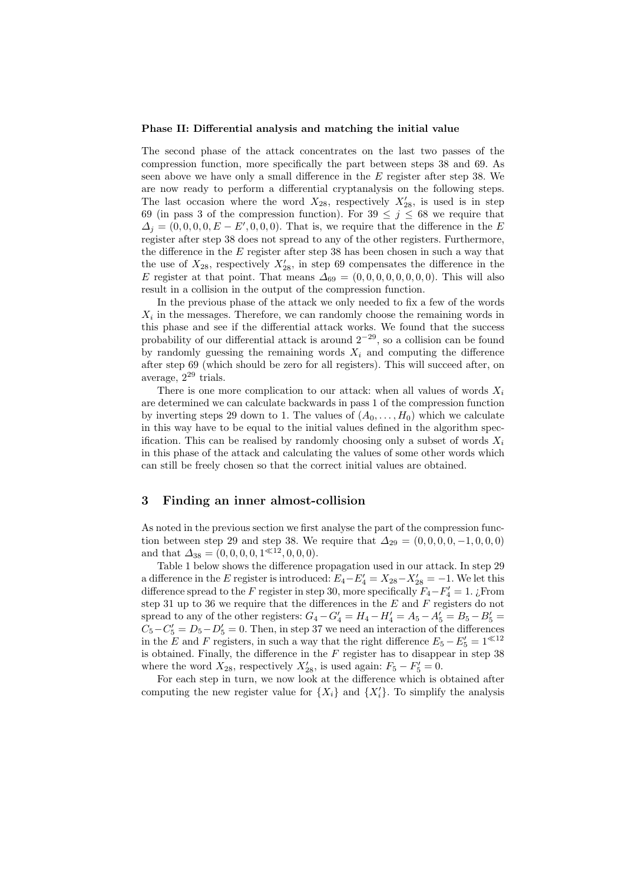**Phase II: Differential analysis and matching the initial value**

The second phase of the attack concentrates on the last two passes of the compression function, more specifically the part between steps 38 and 69. As seen above we have only a small difference in the $E$ register after step 38. We are now ready to perform a differential cryptanalysis on the following steps. The last occasion where the word $X_{28}$, respectively $X'_{28}$, is used is in step 69 (in pass 3 of the compression function). For $39 \leq j \leq 68$ we require that $\Delta_j = (0, 0, 0, 0, E - E', 0, 0, 0)$. That is, we require that the difference in the $E$ register after step 38 does not spread to any of the other registers. Furthermore, the difference in the $E$ register after step 38 has been chosen in such a way that the use of $X_{28}$, respectively $X'_{28}$, in step 69 compensates the difference in the $E$ register at that point. That means $\Delta_{69} = (0, 0, 0, 0, 0, 0, 0, 0)$. This will also result in a collision in the output of the compression function.

In the previous phase of the attack we only needed to fix a few of the words $X_i$ in the messages. Therefore, we can randomly choose the remaining words in this phase and see if the differential attack works. We found that the success probability of our differential attack is around $2^{-29}$, so a collision can be found by randomly guessing the remaining words $X_i$ and computing the difference after step 69 (which should be zero for all registers). This will succeed after, on average, $2^{29}$ trials.

There is one more complication to our attack: when all values of words $X_i$ are determined we can calculate backwards in pass 1 of the compression function by inverting steps 29 down to 1. The values of $(A_0, \ldots, H_0)$ which we calculate in this way have to be equal to the initial values defined in the algorithm specification. This can be realised by randomly choosing only a subset of words $X_i$ in this phase of the attack and calculating the values of some other words which can still be freely chosen so that the correct initial values are obtained.

## 3 Finding an inner almost-collision

As noted in the previous section we first analyse the part of the compression function between step 29 and step 38. We require that $\Delta_{29} = (0, 0, 0, 0, -1, 0, 0, 0)$ and that $\Delta_{38} = (0, 0, 0, 0, 1^{\ll 12}, 0, 0, 0)$.

Table 1 below shows the difference propagation used in our attack. In step 29 a difference in the $E$ register is introduced: $E_4 - E'_4 = X_{28} - X'_{28} = -1$. We let this difference spread to the $F$ register in step 30, more specifically $F_4 - F'_4 = 1$. ¿From step 31 up to 36 we require that the differences in the $E$ and $F$ registers do not spread to any of the other registers: $G_4 - G'_4 = H_4 - H'_4 = A_5 - A'_5 = B_5 - B'_5 = C_5 - C'_5 = D_5 - D'_5 = 0$. Then, in step 37 we need an interaction of the differences in the $E$ and $F$ registers, in such a way that the right difference $E_5 - E'_5 = 1^{\ll 12}$ is obtained. Finally, the difference in the $F$ register has to disappear in step 38 where the word $X_{28}$, respectively $X'_{28}$, is used again: $F_5 - F'_5 = 0$.

For each step in turn, we now look at the difference which is obtained after computing the new register value for $\{X_i\}$ and $\{X'_i\}$. To simplify the analysis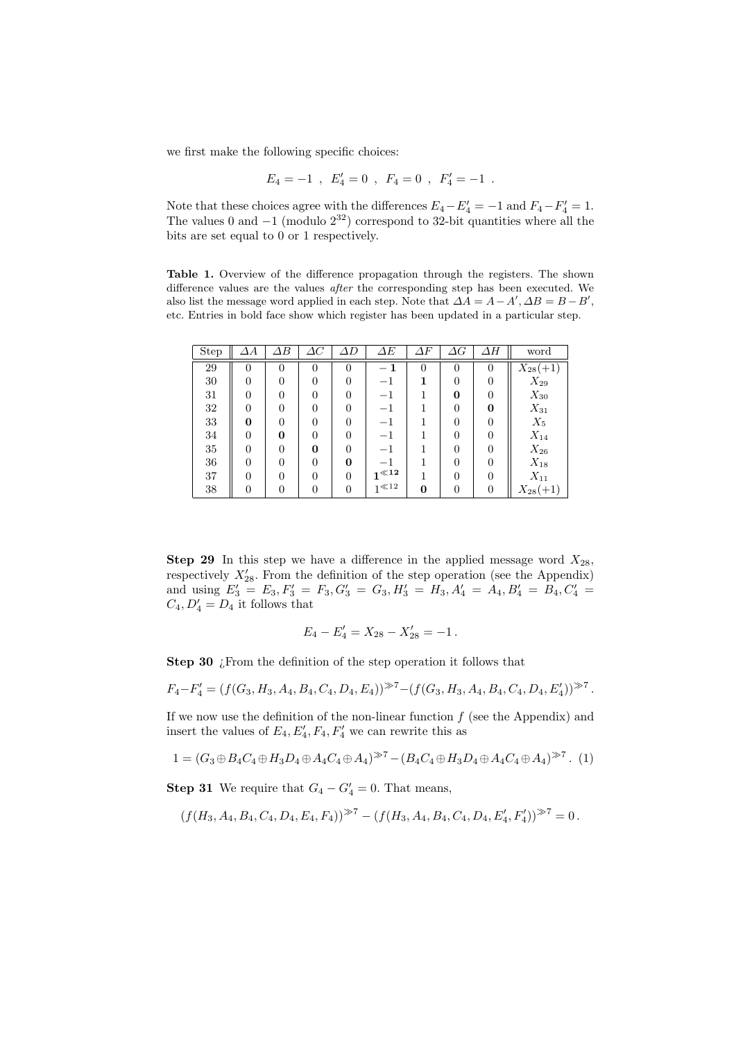we first make the following specific choices:

$$E_4 = -1 \ , \ E'_4 = 0 \ , \ F_4 = 0 \ , \ F'_4 = -1 \ .$$

Note that these choices agree with the differences $E_4 - E'_4 = -1$ and $F_4 - F'_4 = 1$. The values 0 and $-1$ (modulo $2^{32}$) correspond to 32-bit quantities where all the bits are set equal to 0 or 1 respectively.

**Table 1.** Overview of the difference propagation through the registers. The shown difference values are the values *after* the corresponding step has been executed. We also list the message word applied in each step. Note that $\Delta A = A - A', \Delta B = B - B'$, etc. Entries in bold face show which register has been updated in a particular step.

| Step | $\Delta A$ | $\Delta B$ | $\Delta C$ | $\Delta D$ | $\Delta E$ | $\Delta F$ | $\Delta G$ | $\Delta H$ | word |
|---|---|---|---|---|---|---|---|---|---|
| 29 | 0 | 0 | 0 | 0 | $\mathbf{-1}$ | 0 | 0 | 0 | $X_{28}(+1)$ |
| 30 | 0 | 0 | 0 | 0 | $-1$ | **1** | 0 | 0 | $X_{29}$ |
| 31 | 0 | 0 | 0 | 0 | $-1$ | 1 | **0** | 0 | $X_{30}$ |
| 32 | 0 | 0 | 0 | 0 | $-1$ | 1 | 0 | **0** | $X_{31}$ |
| 33 | **0** | 0 | 0 | 0 | $-1$ | 1 | 0 | 0 | $X_5$ |
| 34 | 0 | **0** | 0 | 0 | $-1$ | 1 | 0 | 0 | $X_{14}$ |
| 35 | 0 | 0 | **0** | 0 | $-1$ | 1 | 0 | 0 | $X_{26}$ |
| 36 | 0 | 0 | 0 | **0** | $-1$ | 1 | 0 | 0 | $X_{18}$ |
| 37 | 0 | 0 | 0 | 0 | $\mathbf{1^{\lll 12}}$ | 1 | 0 | 0 | $X_{11}$ |
| 38 | 0 | 0 | 0 | 0 | $1^{\lll 12}$ | **0** | 0 | 0 | $X_{28}(+1)$ |

**Step 29** In this step we have a difference in the applied message word $X_{28}$, respectively $X'_{28}$. From the definition of the step operation (see the Appendix) and using $E'_3 = E_3, F'_3 = F_3, G'_3 = G_3, H'_3 = H_3, A'_4 = A_4, B'_4 = B_4, C'_4 = C_4, D'_4 = D_4$ it follows that

$$E_4 - E'_4 = X_{28} - X'_{28} = -1 \, .$$

**Step 30** ¿From the definition of the step operation it follows that

$$F_4 - F'_4 = (f(G_3, H_3, A_4, B_4, C_4, D_4, E_4))^{\ggg 7} - (f(G_3, H_3, A_4, B_4, C_4, D_4, E'_4))^{\ggg 7} \, .$$

If we now use the definition of the non-linear function $f$ (see the Appendix) and insert the values of $E_4, E'_4, F_4, F'_4$ we can rewrite this as

$$1 = (G_3 \oplus B_4C_4 \oplus H_3D_4 \oplus A_4C_4 \oplus A_4)^{\ggg 7} - (B_4C_4 \oplus H_3D_4 \oplus A_4C_4 \oplus A_4)^{\ggg 7} \, . \quad (1)$$

**Step 31** We require that $G_4 - G'_4 = 0$. That means,

$$(f(H_3, A_4, B_4, C_4, D_4, E_4, F_4))^{\ggg 7} - (f(H_3, A_4, B_4, C_4, D_4, E'_4, F'_4))^{\ggg 7} = 0 \, .$$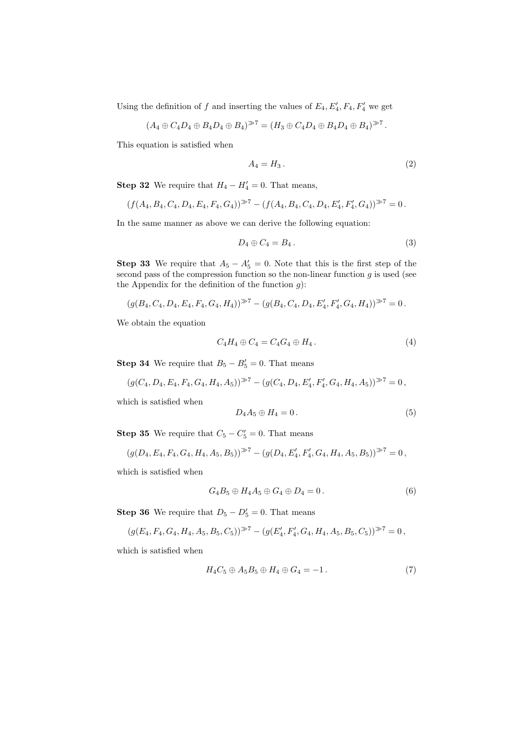Using the definition of $f$ and inserting the values of $E_4, E'_4, F_4, F'_4$ we get

$$(A_4 \oplus C_4 D_4 \oplus B_4 D_4 \oplus B_4)^{\gg 7} = (H_3 \oplus C_4 D_4 \oplus B_4 D_4 \oplus B_4)^{\gg 7}\,.$$

This equation is satisfied when

$$A_4 = H_3\,. \tag{2}$$

**Step 32** We require that $H_4 - H'_4 = 0$. That means,

$$(f(A_4, B_4, C_4, D_4, E_4, F_4, G_4))^{\gg 7} - (f(A_4, B_4, C_4, D_4, E'_4, F'_4, G_4))^{\gg 7} = 0\,.$$

In the same manner as above we can derive the following equation:

$$D_4 \oplus C_4 = B_4\,. \tag{3}$$

**Step 33** We require that $A_5 - A'_5 = 0$. Note that this is the first step of the second pass of the compression function so the non-linear function $g$ is used (see the Appendix for the definition of the function $g$):

$$(g(B_4, C_4, D_4, E_4, F_4, G_4, H_4))^{\gg 7} - (g(B_4, C_4, D_4, E'_4, F'_4, G_4, H_4))^{\gg 7} = 0\,.$$

We obtain the equation

$$C_4 H_4 \oplus C_4 = C_4 G_4 \oplus H_4\,. \tag{4}$$

**Step 34** We require that $B_5 - B'_5 = 0$. That means

$$(g(C_4, D_4, E_4, F_4, G_4, H_4, A_5))^{\gg 7} - (g(C_4, D_4, E'_4, F'_4, G_4, H_4, A_5))^{\gg 7} = 0\,,$$

which is satisfied when

$$D_4 A_5 \oplus H_4 = 0\,. \tag{5}$$

**Step 35** We require that $C_5 - C'_5 = 0$. That means

$$(g(D_4, E_4, F_4, G_4, H_4, A_5, B_5))^{\gg 7} - (g(D_4, E'_4, F'_4, G_4, H_4, A_5, B_5))^{\gg 7} = 0\,,$$

which is satisfied when

$$G_4 B_5 \oplus H_4 A_5 \oplus G_4 \oplus D_4 = 0\,. \tag{6}$$

**Step 36** We require that $D_5 - D'_5 = 0$. That means

$$(g(E_4, F_4, G_4, H_4, A_5, B_5, C_5))^{\gg 7} - (g(E'_4, F'_4, G_4, H_4, A_5, B_5, C_5))^{\gg 7} = 0\,,$$

which is satisfied when

$$H_4 C_5 \oplus A_5 B_5 \oplus H_4 \oplus G_4 = -1\,. \tag{7}$$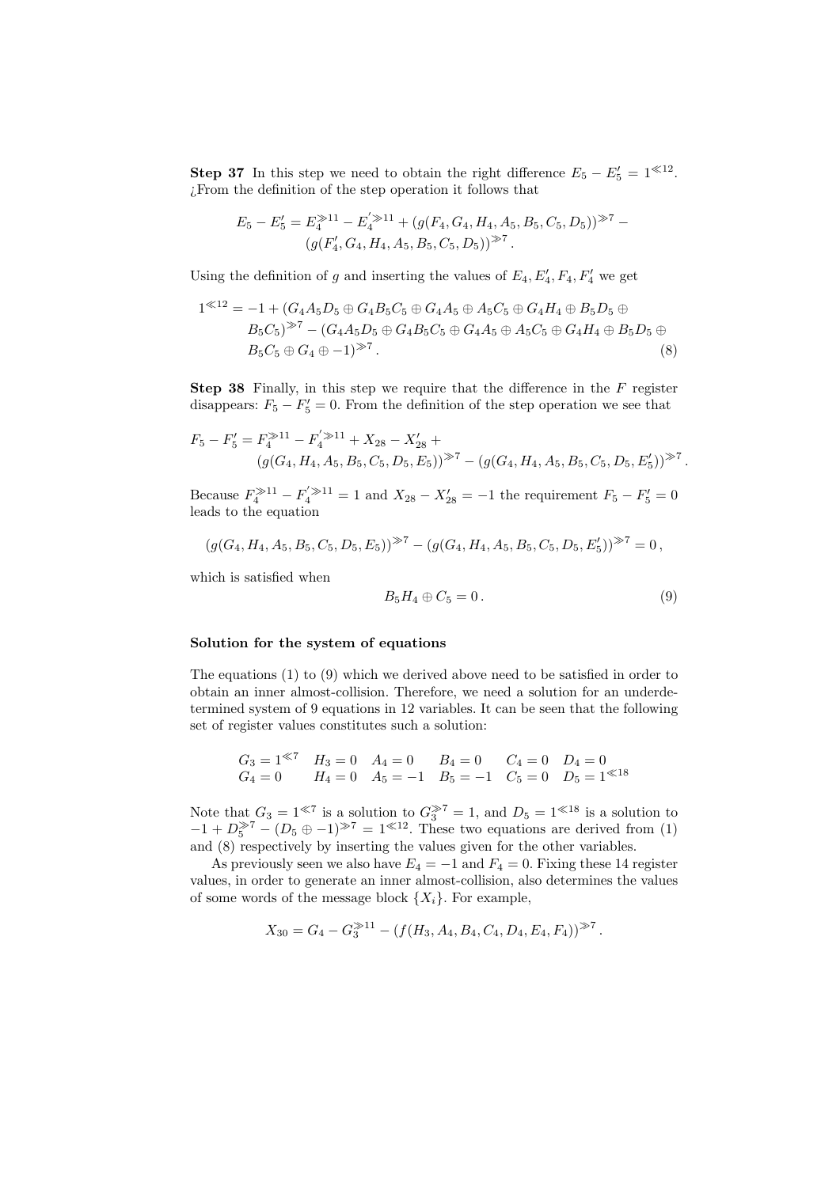**Step 37** In this step we need to obtain the right difference $E_5 - E_5' = 1^{\ll 12}$. ¿From the definition of the step operation it follows that

$$E_5 - E_5' = E_4^{\gg 11} - E_4'^{\gg 11} + (g(F_4, G_4, H_4, A_5, B_5, C_5, D_5))^{\gg 7} - (g(F_4', G_4, H_4, A_5, B_5, C_5, D_5))^{\gg 7}.$$

Using the definition of $g$ and inserting the values of $E_4, E_4', F_4, F_4'$ we get

$$1^{\ll 12} = -1 + (G_4A_5D_5 \oplus G_4B_5C_5 \oplus G_4A_5 \oplus A_5C_5 \oplus G_4H_4 \oplus B_5D_5 \oplus B_5C_5)^{\gg 7} - (G_4A_5D_5 \oplus G_4B_5C_5 \oplus G_4A_5 \oplus A_5C_5 \oplus G_4H_4 \oplus B_5D_5 \oplus B_5C_5 \oplus G_4 \oplus -1)^{\gg 7}. \tag{8}$$

**Step 38** Finally, in this step we require that the difference in the $F$ register disappears: $F_5 - F_5' = 0$. From the definition of the step operation we see that

$$F_5 - F_5' = F_4^{\gg 11} - F_4'^{\gg 11} + X_{28} - X_{28}' + (g(G_4, H_4, A_5, B_5, C_5, D_5, E_5))^{\gg 7} - (g(G_4, H_4, A_5, B_5, C_5, D_5, E_5'))^{\gg 7}.$$

Because $F_4^{\gg 11} - F_4'^{\gg 11} = 1$ and $X_{28} - X_{28}' = -1$ the requirement $F_5 - F_5' = 0$ leads to the equation

$$(g(G_4, H_4, A_5, B_5, C_5, D_5, E_5))^{\gg 7} - (g(G_4, H_4, A_5, B_5, C_5, D_5, E_5'))^{\gg 7} = 0,$$

which is satisfied when

$$B_5H_4 \oplus C_5 = 0. \tag{9}$$

**Solution for the system of equations**

The equations (1) to (9) which we derived above need to be satisfied in order to obtain an inner almost-collision. Therefore, we need a solution for an underdetermined system of 9 equations in 12 variables. It can be seen that the following set of register values constitutes such a solution:

$$\begin{array}{llllll} G_3 = 1^{\ll 7} & H_3 = 0 & A_4 = 0 & B_4 = 0 & C_4 = 0 & D_4 = 0 \\ G_4 = 0 & H_4 = 0 & A_5 = -1 & B_5 = -1 & C_5 = 0 & D_5 = 1^{\ll 18} \end{array}$$

Note that $G_3 = 1^{\ll 7}$ is a solution to $G_3^{\gg 7} = 1$, and $D_5 = 1^{\ll 18}$ is a solution to $-1 + D_5^{\gg 7} - (D_5 \oplus -1)^{\gg 7} = 1^{\ll 12}$. These two equations are derived from (1) and (8) respectively by inserting the values given for the other variables.

As previously seen we also have $E_4 = -1$ and $F_4 = 0$. Fixing these 14 register values, in order to generate an inner almost-collision, also determines the values of some words of the message block $\{X_i\}$. For example,

$$X_{30} = G_4 - G_3^{\gg 11} - (f(H_3, A_4, B_4, C_4, D_4, E_4, F_4))^{\gg 7}.$$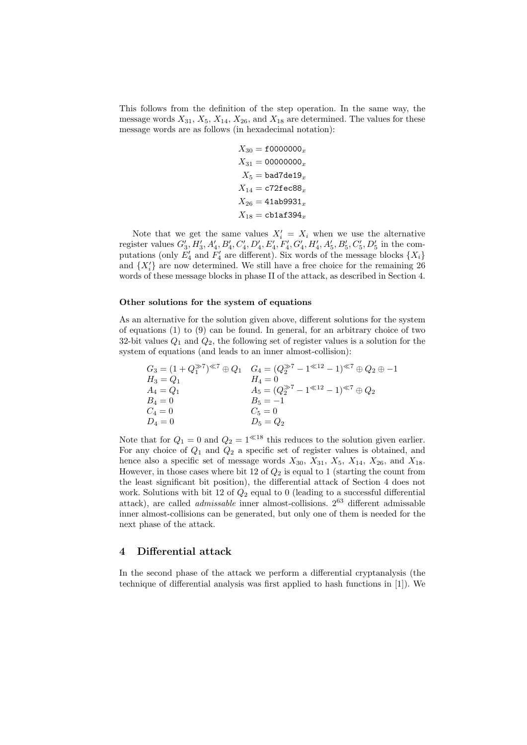This follows from the definition of the step operation. In the same way, the message words $X_{31}$, $X_5$, $X_{14}$, $X_{26}$, and $X_{18}$ are determined. The values for these message words are as follows (in hexadecimal notation):

$$
\begin{aligned}
X_{30} &= \texttt{f0000000}_x \\
X_{31} &= \texttt{00000000}_x \\
X_5 &= \texttt{bad7de19}_x \\
X_{14} &= \texttt{c72fec88}_x \\
X_{26} &= \texttt{41ab9931}_x \\
X_{18} &= \texttt{cb1af394}_x
\end{aligned}
$$

Note that we get the same values $X_i' = X_i$ when we use the alternative register values $G_3', H_3', A_4', B_4', C_4', D_4', E_4', F_4', G_4', H_4', A_5', B_5', C_5', D_5'$ in the computations (only $E_4'$ and $F_4'$ are different). Six words of the message blocks $\{X_i\}$ and $\{X_i'\}$ are now determined. We still have a free choice for the remaining 26 words of these message blocks in phase II of the attack, as described in Section 4.

**Other solutions for the system of equations**

As an alternative for the solution given above, different solutions for the system of equations (1) to (9) can be found. In general, for an arbitrary choice of two 32-bit values $Q_1$ and $Q_2$, the following set of register values is a solution for the system of equations (and leads to an inner almost-collision):

$$
\begin{array}{ll}
G_3 = (1 + Q_1^{\ggg 7})^{\lll 7} \oplus Q_1 & G_4 = (Q_2^{\ggg 7} - 1^{\lll 12} - 1)^{\lll 7} \oplus Q_2 \oplus -1 \\
H_3 = Q_1 & H_4 = 0 \\
A_4 = Q_1 & A_5 = (Q_2^{\ggg 7} - 1^{\lll 12} - 1)^{\lll 7} \oplus Q_2 \\
B_4 = 0 & B_5 = -1 \\
C_4 = 0 & C_5 = 0 \\
D_4 = 0 & D_5 = Q_2
\end{array}
$$

Note that for $Q_1 = 0$ and $Q_2 = 1^{\lll 18}$ this reduces to the solution given earlier. For any choice of $Q_1$ and $Q_2$ a specific set of register values is obtained, and hence also a specific set of message words $X_{30}$, $X_{31}$, $X_5$, $X_{14}$, $X_{26}$, and $X_{18}$. However, in those cases where bit 12 of $Q_2$ is equal to 1 (starting the count from the least significant bit position), the differential attack of Section 4 does not work. Solutions with bit 12 of $Q_2$ equal to 0 (leading to a successful differential attack), are called *admissable* inner almost-collisions. $2^{63}$ different admissable inner almost-collisions can be generated, but only one of them is needed for the next phase of the attack.

## 4 Differential attack

In the second phase of the attack we perform a differential cryptanalysis (the technique of differential analysis was first applied to hash functions in [1]). We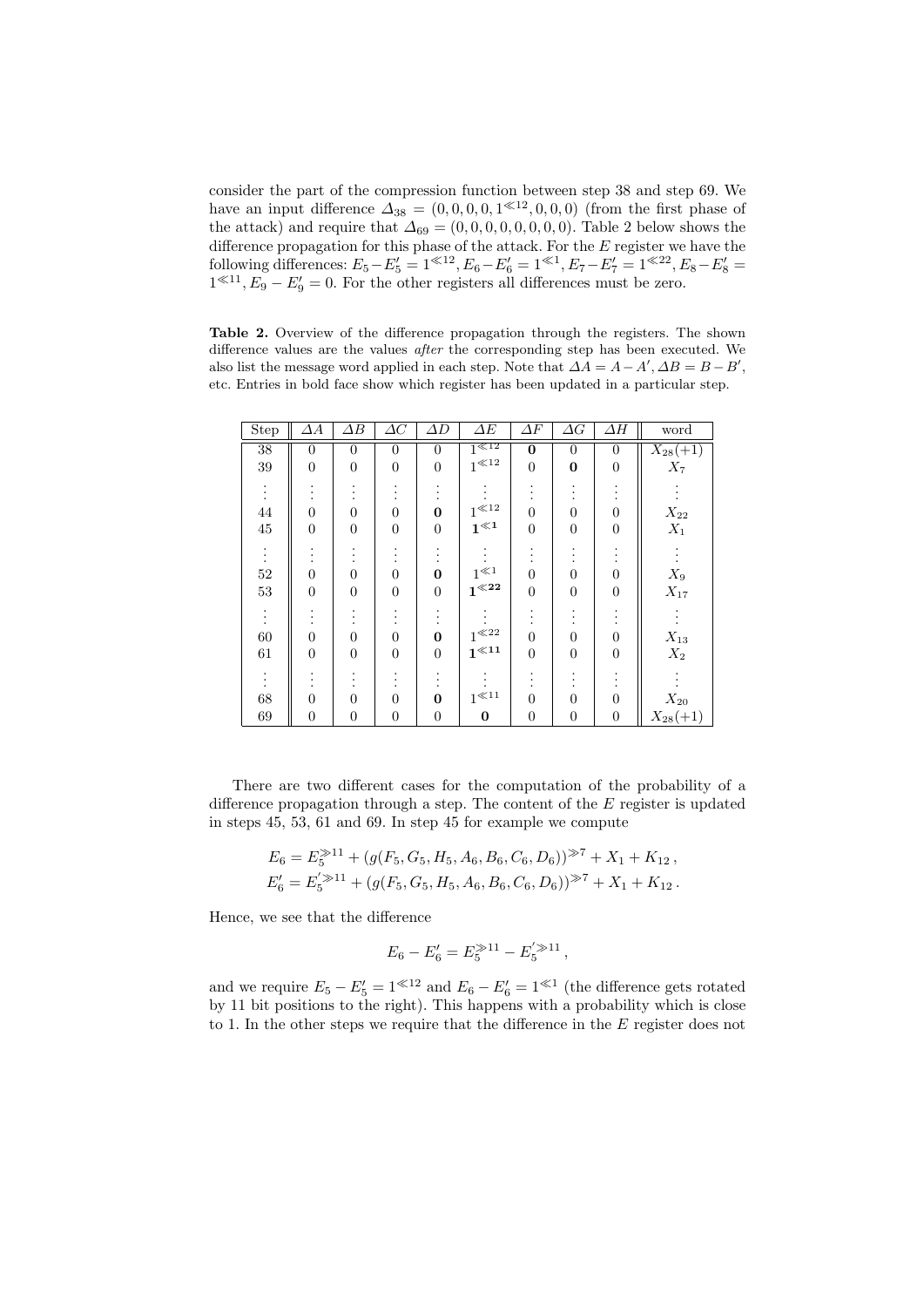consider the part of the compression function between step 38 and step 69. We have an input difference $\Delta_{38} = (0, 0, 0, 0, 1^{\ll 12}, 0, 0, 0)$ (from the first phase of the attack) and require that $\Delta_{69} = (0, 0, 0, 0, 0, 0, 0, 0)$. Table 2 below shows the difference propagation for this phase of the attack. For the $E$ register we have the following differences: $E_5 - E'_5 = 1^{\ll 12}, E_6 - E'_6 = 1^{\ll 1}, E_7 - E'_7 = 1^{\ll 22}, E_8 - E'_8 = 1^{\ll 11}, E_9 - E'_9 = 0$. For the other registers all differences must be zero.

**Table 2.** Overview of the difference propagation through the registers. The shown difference values are the values *after* the corresponding step has been executed. We also list the message word applied in each step. Note that $\Delta A = A - A', \Delta B = B - B'$, etc. Entries in bold face show which register has been updated in a particular step.

| Step | $\Delta A$ | $\Delta B$ | $\Delta C$ | $\Delta D$ | $\Delta E$ | $\Delta F$ | $\Delta G$ | $\Delta H$ | word |
|---|---|---|---|---|---|---|---|---|---|
| 38 | 0 | 0 | 0 | 0 | $1^{\ll 12}$ | $\mathbf{0}$ | 0 | 0 | $X_{28}(+1)$ |
| 39 | 0 | 0 | 0 | 0 | $1^{\ll 12}$ | 0 | $\mathbf{0}$ | 0 | $X_7$ |
| ⋮ | ⋮ | ⋮ | ⋮ | ⋮ | ⋮ | ⋮ | ⋮ | ⋮ | ⋮ |
| 44 | 0 | 0 | 0 | $\mathbf{0}$ | $1^{\ll 12}$ | 0 | 0 | 0 | $X_{22}$ |
| 45 | 0 | 0 | 0 | 0 | $\mathbf{1^{\ll 1}}$ | 0 | 0 | 0 | $X_1$ |
| ⋮ | ⋮ | ⋮ | ⋮ | ⋮ | ⋮ | ⋮ | ⋮ | ⋮ | ⋮ |
| 52 | 0 | 0 | 0 | $\mathbf{0}$ | $1^{\ll 1}$ | 0 | 0 | 0 | $X_9$ |
| 53 | 0 | 0 | 0 | 0 | $\mathbf{1^{\ll 22}}$ | 0 | 0 | 0 | $X_{17}$ |
| ⋮ | ⋮ | ⋮ | ⋮ | ⋮ | ⋮ | ⋮ | ⋮ | ⋮ | ⋮ |
| 60 | 0 | 0 | 0 | $\mathbf{0}$ | $1^{\ll 22}$ | 0 | 0 | 0 | $X_{13}$ |
| 61 | 0 | 0 | 0 | 0 | $\mathbf{1^{\ll 11}}$ | 0 | 0 | 0 | $X_2$ |
| ⋮ | ⋮ | ⋮ | ⋮ | ⋮ | ⋮ | ⋮ | ⋮ | ⋮ | ⋮ |
| 68 | 0 | 0 | 0 | $\mathbf{0}$ | $1^{\ll 11}$ | 0 | 0 | 0 | $X_{20}$ |
| 69 | 0 | 0 | 0 | 0 | $\mathbf{0}$ | 0 | 0 | 0 | $X_{28}(+1)$ |

There are two different cases for the computation of the probability of a difference propagation through a step. The content of the $E$ register is updated in steps 45, 53, 61 and 69. In step 45 for example we compute

$$E_6 = E_5^{\gg 11} + (g(F_5, G_5, H_5, A_6, B_6, C_6, D_6))^{\gg 7} + X_1 + K_{12}\,,$$
$$E'_6 = E_5^{'\gg 11} + (g(F_5, G_5, H_5, A_6, B_6, C_6, D_6))^{\gg 7} + X_1 + K_{12}\,.$$

Hence, we see that the difference

$$E_6 - E'_6 = E_5^{\gg 11} - E_5^{'\gg 11}\,,$$

and we require $E_5 - E'_5 = 1^{\ll 12}$ and $E_6 - E'_6 = 1^{\ll 1}$ (the difference gets rotated by 11 bit positions to the right). This happens with a probability which is close to 1. In the other steps we require that the difference in the $E$ register does not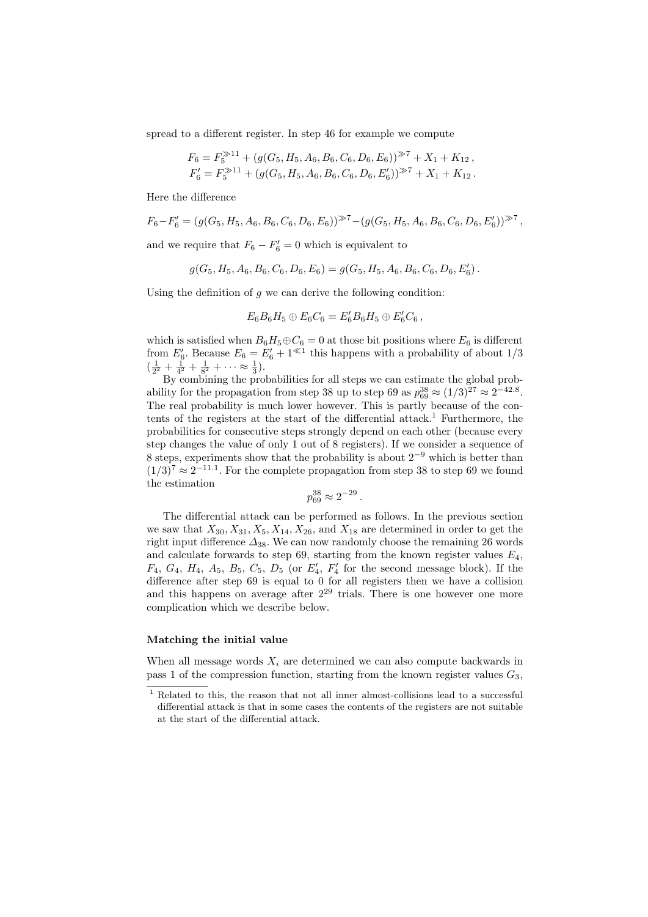spread to a different register. In step 46 for example we compute

$$F_6 = F_5^{\ggg 11} + (g(G_5, H_5, A_6, B_6, C_6, D_6, E_6))^{\ggg 7} + X_1 + K_{12}\,,$$
$$F_6' = F_5^{\ggg 11} + (g(G_5, H_5, A_6, B_6, C_6, D_6, E_6'))^{\ggg 7} + X_1 + K_{12}\,.$$

Here the difference

$$F_6 - F_6' = (g(G_5, H_5, A_6, B_6, C_6, D_6, E_6))^{\ggg 7} - (g(G_5, H_5, A_6, B_6, C_6, D_6, E_6'))^{\ggg 7}\,,$$

and we require that $F_6 - F_6' = 0$ which is equivalent to

$$g(G_5, H_5, A_6, B_6, C_6, D_6, E_6) = g(G_5, H_5, A_6, B_6, C_6, D_6, E_6')\,.$$

Using the definition of $g$ we can derive the following condition:

$$E_6 B_6 H_5 \oplus E_6 C_6 = E_6' B_6 H_5 \oplus E_6' C_6\,,$$

which is satisfied when $B_6 H_5 \oplus C_6 = 0$ at those bit positions where $E_6$ is different from $E_6'$. Because $E_6 = E_6' + 1^{\lll 1}$ this happens with a probability of about 1/3 ($\frac{1}{2^2} + \frac{1}{4^2} + \frac{1}{8^2} + \cdots \approx \frac{1}{3}$).

By combining the probabilities for all steps we can estimate the global probability for the propagation from step 38 up to step 69 as $p_{69}^{38} \approx (1/3)^{27} \approx 2^{-42.8}$. The real probability is much lower however. This is partly because of the contents of the registers at the start of the differential attack.[1] Furthermore, the probabilities for consecutive steps strongly depend on each other (because every step changes the value of only 1 out of 8 registers). If we consider a sequence of 8 steps, experiments show that the probability is about $2^{-9}$ which is better than $(1/3)^7 \approx 2^{-11.1}$. For the complete propagation from step 38 to step 69 we found the estimation

$$p_{69}^{38} \approx 2^{-29}\,.$$

The differential attack can be performed as follows. In the previous section we saw that $X_{30}, X_{31}, X_5, X_{14}, X_{26}$, and $X_{18}$ are determined in order to get the right input difference $\Delta_{38}$. We can now randomly choose the remaining 26 words and calculate forwards to step 69, starting from the known register values $E_4$, $F_4$, $G_4$, $H_4$, $A_5$, $B_5$, $C_5$, $D_5$ (or $E_4'$, $F_4'$ for the second message block). If the difference after step 69 is equal to 0 for all registers then we have a collision and this happens on average after $2^{29}$ trials. There is one however one more complication which we describe below.

#### Matching the initial value

When all message words $X_i$ are determined we can also compute backwards in pass 1 of the compression function, starting from the known register values $G_3$,

[1] Related to this, the reason that not all inner almost-collisions lead to a successful differential attack is that in some cases the contents of the registers are not suitable at the start of the differential attack.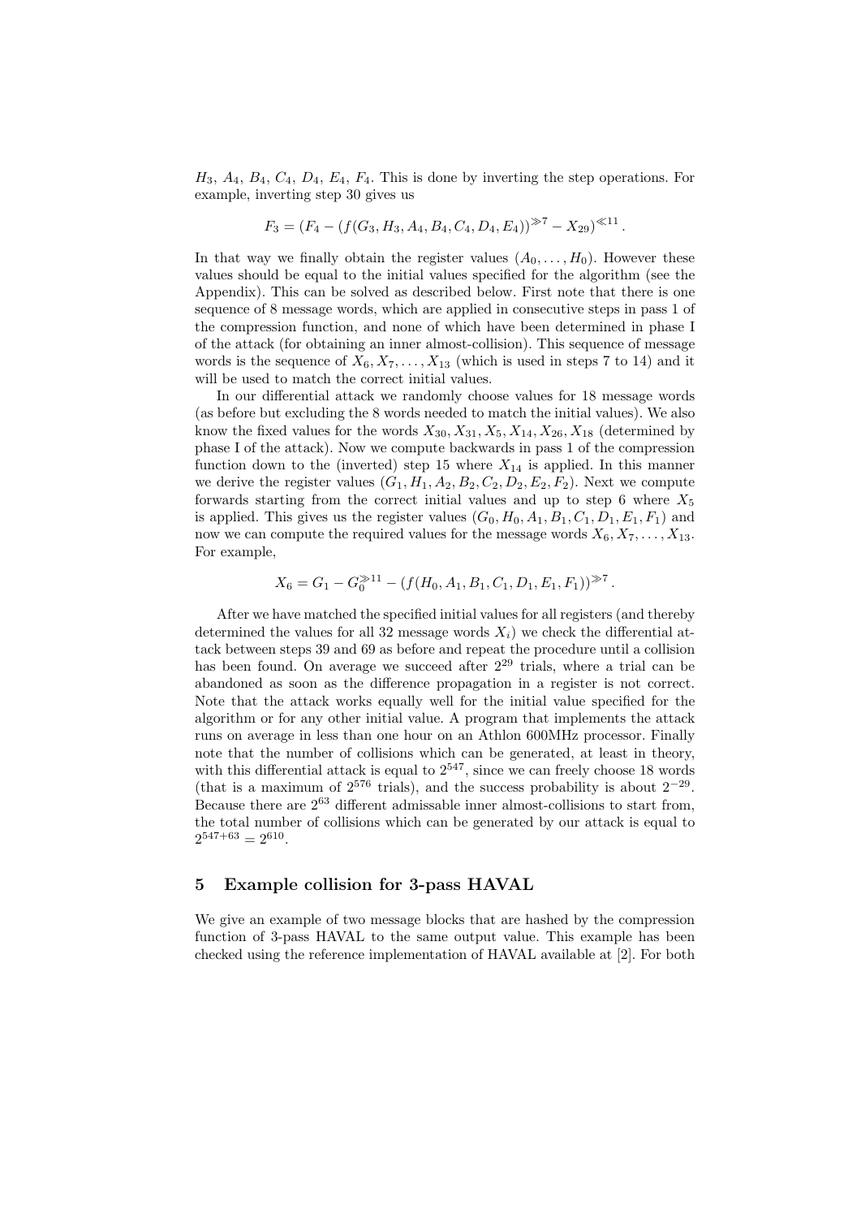$H_3$, $A_4$, $B_4$, $C_4$, $D_4$, $E_4$, $F_4$. This is done by inverting the step operations. For example, inverting step 30 gives us

$$F_3 = (F_4 - (f(G_3, H_3, A_4, B_4, C_4, D_4, E_4))^{\gg 7} - X_{29})^{\ll 11} .$$

In that way we finally obtain the register values $(A_0, \ldots, H_0)$. However these values should be equal to the initial values specified for the algorithm (see the Appendix). This can be solved as described below. First note that there is one sequence of 8 message words, which are applied in consecutive steps in pass 1 of the compression function, and none of which have been determined in phase I of the attack (for obtaining an inner almost-collision). This sequence of message words is the sequence of $X_6, X_7, \ldots, X_{13}$ (which is used in steps 7 to 14) and it will be used to match the correct initial values.

In our differential attack we randomly choose values for 18 message words (as before but excluding the 8 words needed to match the initial values). We also know the fixed values for the words $X_{30}, X_{31}, X_5, X_{14}, X_{26}, X_{18}$ (determined by phase I of the attack). Now we compute backwards in pass 1 of the compression function down to the (inverted) step 15 where $X_{14}$ is applied. In this manner we derive the register values $(G_1, H_1, A_2, B_2, C_2, D_2, E_2, F_2)$. Next we compute forwards starting from the correct initial values and up to step 6 where $X_5$ is applied. This gives us the register values $(G_0, H_0, A_1, B_1, C_1, D_1, E_1, F_1)$ and now we can compute the required values for the message words $X_6, X_7, \ldots, X_{13}$. For example,

$$X_6 = G_1 - G_0^{\gg 11} - (f(H_0, A_1, B_1, C_1, D_1, E_1, F_1))^{\gg 7} .$$

After we have matched the specified initial values for all registers (and thereby determined the values for all 32 message words $X_i$) we check the differential attack between steps 39 and 69 as before and repeat the procedure until a collision has been found. On average we succeed after $2^{29}$ trials, where a trial can be abandoned as soon as the difference propagation in a register is not correct. Note that the attack works equally well for the initial value specified for the algorithm or for any other initial value. A program that implements the attack runs on average in less than one hour on an Athlon 600MHz processor. Finally note that the number of collisions which can be generated, at least in theory, with this differential attack is equal to $2^{547}$, since we can freely choose 18 words (that is a maximum of $2^{576}$ trials), and the success probability is about $2^{-29}$. Because there are $2^{63}$ different admissable inner almost-collisions to start from, the total number of collisions which can be generated by our attack is equal to $2^{547+63} = 2^{610}$.

## 5 Example collision for 3-pass HAVAL

We give an example of two message blocks that are hashed by the compression function of 3-pass HAVAL to the same output value. This example has been checked using the reference implementation of HAVAL available at [2]. For both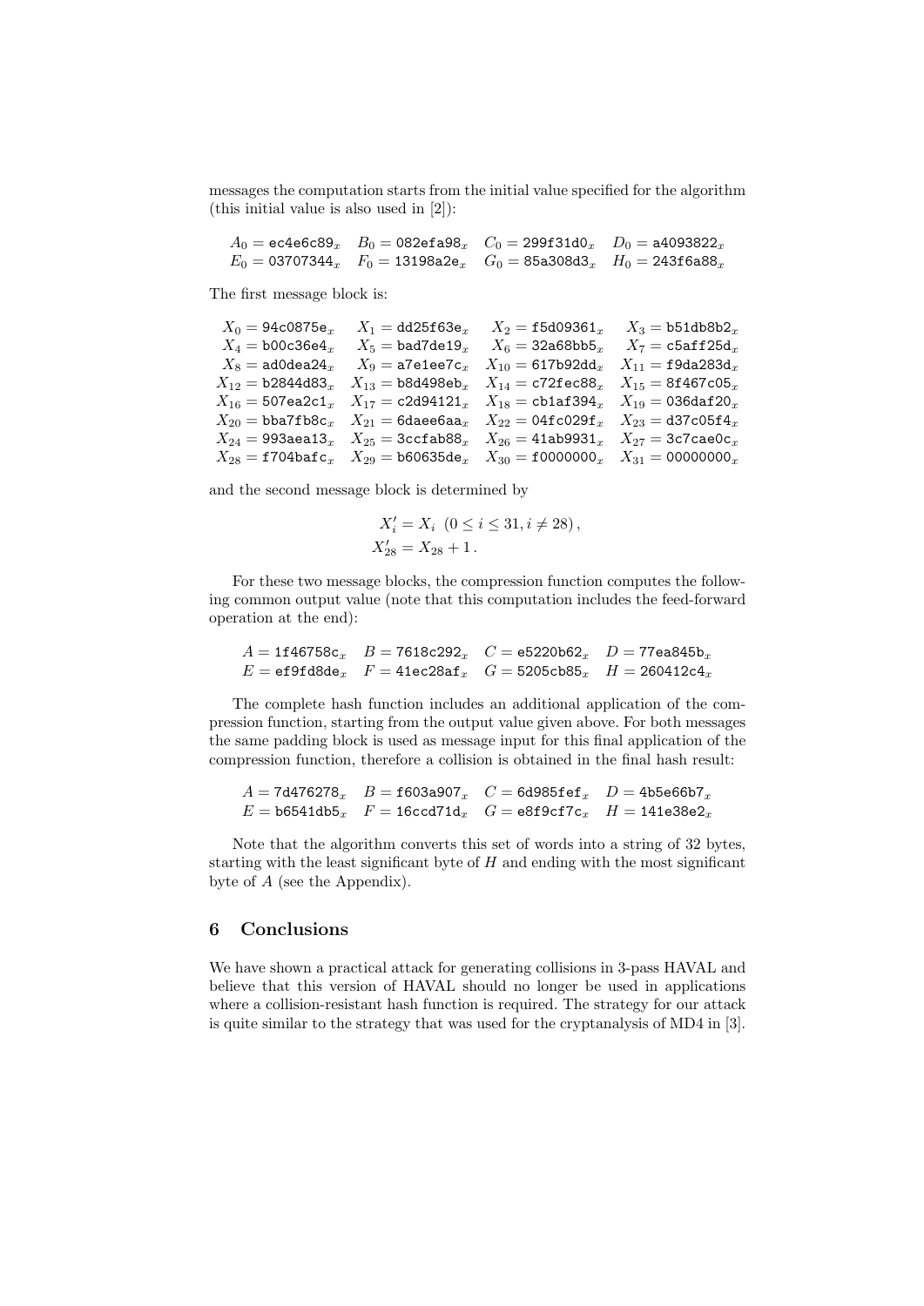messages the computation starts from the initial value specified for the algorithm (this initial value is also used in [2]):

$$
\begin{array}{llll}
A_0 = \texttt{ec4e6c89}_x & B_0 = \texttt{082efa98}_x & C_0 = \texttt{299f31d0}_x & D_0 = \texttt{a4093822}_x \\
E_0 = \texttt{03707344}_x & F_0 = \texttt{13198a2e}_x & G_0 = \texttt{85a308d3}_x & H_0 = \texttt{243f6a88}_x
\end{array}
$$

The first message block is:

$$
\begin{array}{llll}
X_0 = \texttt{94c0875e}_x & X_1 = \texttt{dd25f63e}_x & X_2 = \texttt{f5d09361}_x & X_3 = \texttt{b51db8b2}_x \\
X_4 = \texttt{b00c36e4}_x & X_5 = \texttt{bad7de19}_x & X_6 = \texttt{32a68bb5}_x & X_7 = \texttt{c5aff25d}_x \\
X_8 = \texttt{ad0dea24}_x & X_9 = \texttt{a7e1ee7c}_x & X_{10} = \texttt{617b92dd}_x & X_{11} = \texttt{f9da283d}_x \\
X_{12} = \texttt{b2844d83}_x & X_{13} = \texttt{b8d498eb}_x & X_{14} = \texttt{c72fec88}_x & X_{15} = \texttt{8f467c05}_x \\
X_{16} = \texttt{507ea2c1}_x & X_{17} = \texttt{c2d94121}_x & X_{18} = \texttt{cb1af394}_x & X_{19} = \texttt{036daf20}_x \\
X_{20} = \texttt{bba7fb8c}_x & X_{21} = \texttt{6daee6aa}_x & X_{22} = \texttt{04fc029f}_x & X_{23} = \texttt{d37c05f4}_x \\
X_{24} = \texttt{993aea13}_x & X_{25} = \texttt{3ccfab88}_x & X_{26} = \texttt{41ab9931}_x & X_{27} = \texttt{3c7cae0c}_x \\
X_{28} = \texttt{f704bafc}_x & X_{29} = \texttt{b60635de}_x & X_{30} = \texttt{f0000000}_x & X_{31} = \texttt{00000000}_x
\end{array}
$$

and the second message block is determined by

$$
\begin{aligned}
X'_i &= X_i \ \ (0 \le i \le 31, i \ne 28)\,, \\
X'_{28} &= X_{28} + 1\,.
\end{aligned}
$$

For these two message blocks, the compression function computes the following common output value (note that this computation includes the feed-forward operation at the end):

$$
\begin{array}{llll}
A = \texttt{1f46758c}_x & B = \texttt{7618c292}_x & C = \texttt{e5220b62}_x & D = \texttt{77ea845b}_x \\
E = \texttt{ef9fd8de}_x & F = \texttt{41ec28af}_x & G = \texttt{5205cb85}_x & H = \texttt{260412c4}_x
\end{array}
$$

The complete hash function includes an additional application of the compression function, starting from the output value given above. For both messages the same padding block is used as message input for this final application of the compression function, therefore a collision is obtained in the final hash result:

$$
\begin{array}{llll}
A = \texttt{7d476278}_x & B = \texttt{f603a907}_x & C = \texttt{6d985fef}_x & D = \texttt{4b5e66b7}_x \\
E = \texttt{b6541db5}_x & F = \texttt{16ccd71d}_x & G = \texttt{e8f9cf7c}_x & H = \texttt{141e38e2}_x
\end{array}
$$

Note that the algorithm converts this set of words into a string of 32 bytes, starting with the least significant byte of $H$ and ending with the most significant byte of $A$ (see the Appendix).

## 6 Conclusions

We have shown a practical attack for generating collisions in 3-pass HAVAL and believe that this version of HAVAL should no longer be used in applications where a collision-resistant hash function is required. The strategy for our attack is quite similar to the strategy that was used for the cryptanalysis of MD4 in [3].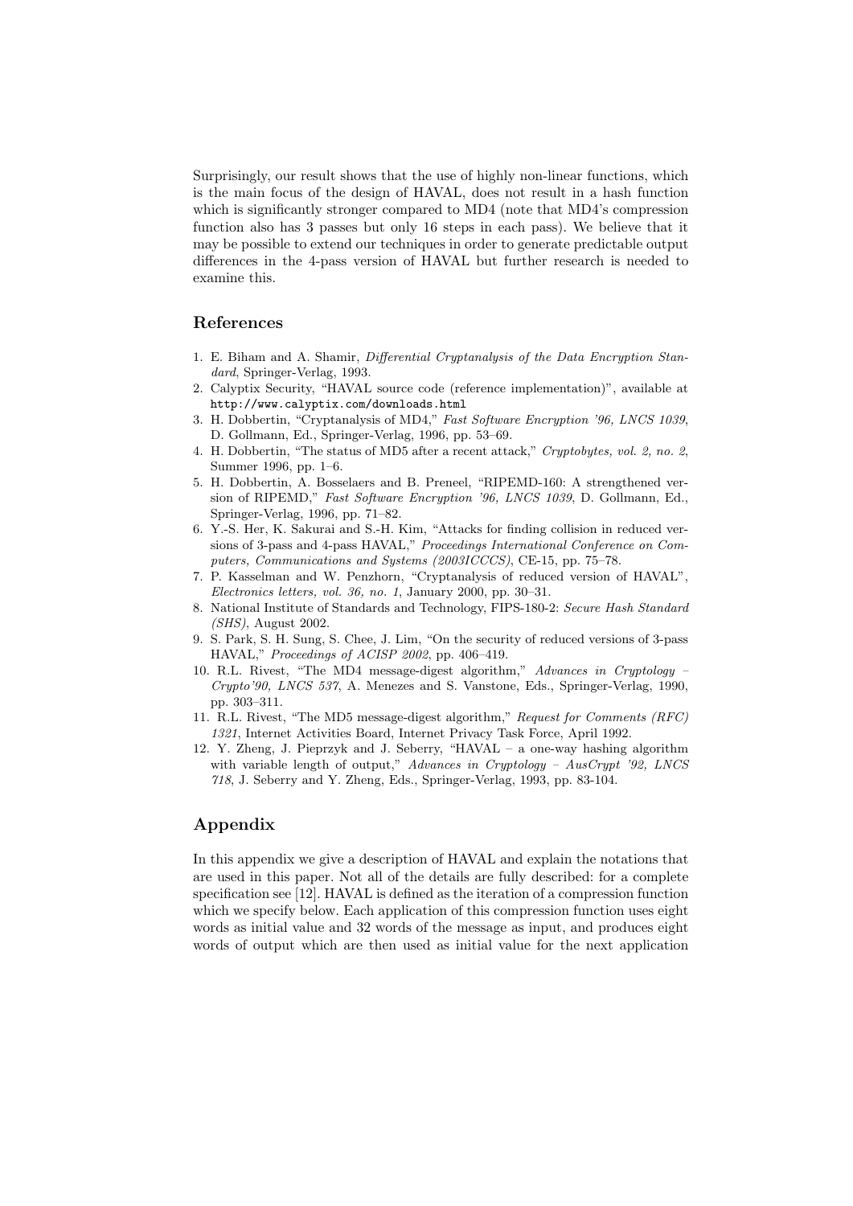Surprisingly, our result shows that the use of highly non-linear functions, which is the main focus of the design of HAVAL, does not result in a hash function which is significantly stronger compared to MD4 (note that MD4's compression function also has 3 passes but only 16 steps in each pass). We believe that it may be possible to extend our techniques in order to generate predictable output differences in the 4-pass version of HAVAL but further research is needed to examine this.

## References

1. E. Biham and A. Shamir, *Differential Cryptanalysis of the Data Encryption Standard*, Springer-Verlag, 1993.
2. Calyptix Security, "HAVAL source code (reference implementation)", available at `http://www.calyptix.com/downloads.html`
3. H. Dobbertin, "Cryptanalysis of MD4," *Fast Software Encryption '96, LNCS 1039*, D. Gollmann, Ed., Springer-Verlag, 1996, pp. 53–69.
4. H. Dobbertin, "The status of MD5 after a recent attack," *Cryptobytes, vol. 2, no. 2*, Summer 1996, pp. 1–6.
5. H. Dobbertin, A. Bosselaers and B. Preneel, "RIPEMD-160: A strengthened version of RIPEMD," *Fast Software Encryption '96, LNCS 1039*, D. Gollmann, Ed., Springer-Verlag, 1996, pp. 71–82.
6. Y.-S. Her, K. Sakurai and S.-H. Kim, "Attacks for finding collision in reduced versions of 3-pass and 4-pass HAVAL," *Proceedings International Conference on Computers, Communications and Systems (2003ICCCS)*, CE-15, pp. 75–78.
7. P. Kasselman and W. Penzhorn, "Cryptanalysis of reduced version of HAVAL", *Electronics letters, vol. 36, no. 1*, January 2000, pp. 30–31.
8. National Institute of Standards and Technology, FIPS-180-2: *Secure Hash Standard (SHS)*, August 2002.
9. S. Park, S. H. Sung, S. Chee, J. Lim, "On the security of reduced versions of 3-pass HAVAL," *Proceedings of ACISP 2002*, pp. 406–419.
10. R.L. Rivest, "The MD4 message-digest algorithm," *Advances in Cryptology – Crypto'90, LNCS 537*, A. Menezes and S. Vanstone, Eds., Springer-Verlag, 1990, pp. 303–311.
11. R.L. Rivest, "The MD5 message-digest algorithm," *Request for Comments (RFC) 1321*, Internet Activities Board, Internet Privacy Task Force, April 1992.
12. Y. Zheng, J. Pieprzyk and J. Seberry, "HAVAL – a one-way hashing algorithm with variable length of output," *Advances in Cryptology – AusCrypt '92, LNCS 718*, J. Seberry and Y. Zheng, Eds., Springer-Verlag, 1993, pp. 83-104.

## Appendix

In this appendix we give a description of HAVAL and explain the notations that are used in this paper. Not all of the details are fully described: for a complete specification see [12]. HAVAL is defined as the iteration of a compression function which we specify below. Each application of this compression function uses eight words as initial value and 32 words of the message as input, and produces eight words of output which are then used as initial value for the next application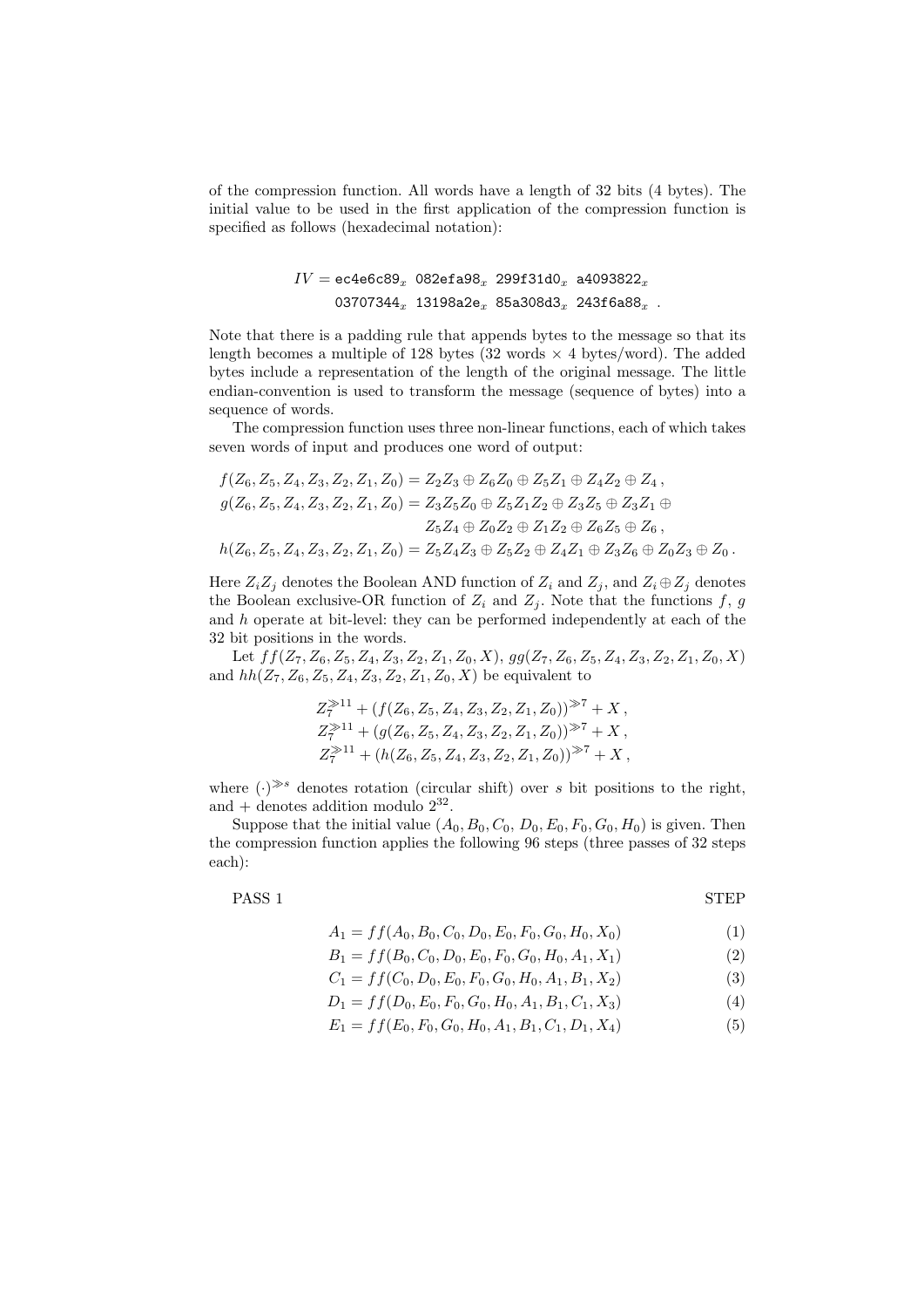of the compression function. All words have a length of 32 bits (4 bytes). The initial value to be used in the first application of the compression function is specified as follows (hexadecimal notation):

$$IV = \texttt{ec4e6c89}_x\ \texttt{082efa98}_x\ \texttt{299f31d0}_x\ \texttt{a4093822}_x$$
$$\texttt{03707344}_x\ \texttt{13198a2e}_x\ \texttt{85a308d3}_x\ \texttt{243f6a88}_x\ .$$

Note that there is a padding rule that appends bytes to the message so that its length becomes a multiple of 128 bytes (32 words × 4 bytes/word). The added bytes include a representation of the length of the original message. The little endian-convention is used to transform the message (sequence of bytes) into a sequence of words.

The compression function uses three non-linear functions, each of which takes seven words of input and produces one word of output:

$$f(Z_6, Z_5, Z_4, Z_3, Z_2, Z_1, Z_0) = Z_2 Z_3 \oplus Z_6 Z_0 \oplus Z_5 Z_1 \oplus Z_4 Z_2 \oplus Z_4\,,$$
$$g(Z_6, Z_5, Z_4, Z_3, Z_2, Z_1, Z_0) = Z_3 Z_5 Z_0 \oplus Z_5 Z_1 Z_2 \oplus Z_3 Z_5 \oplus Z_3 Z_1 \oplus Z_5 Z_4 \oplus Z_0 Z_2 \oplus Z_1 Z_2 \oplus Z_6 Z_5 \oplus Z_6\,,$$
$$h(Z_6, Z_5, Z_4, Z_3, Z_2, Z_1, Z_0) = Z_5 Z_4 Z_3 \oplus Z_5 Z_2 \oplus Z_4 Z_1 \oplus Z_3 Z_6 \oplus Z_0 Z_3 \oplus Z_0\,.$$

Here $Z_i Z_j$ denotes the Boolean AND function of $Z_i$ and $Z_j$, and $Z_i \oplus Z_j$ denotes the Boolean exclusive-OR function of $Z_i$ and $Z_j$. Note that the functions $f$, $g$ and $h$ operate at bit-level: they can be performed independently at each of the 32 bit positions in the words.

Let $ff(Z_7, Z_6, Z_5, Z_4, Z_3, Z_2, Z_1, Z_0, X)$, $gg(Z_7, Z_6, Z_5, Z_4, Z_3, Z_2, Z_1, Z_0, X)$ and $hh(Z_7, Z_6, Z_5, Z_4, Z_3, Z_2, Z_1, Z_0, X)$ be equivalent to

$$Z_7^{\ggg 11} + (f(Z_6, Z_5, Z_4, Z_3, Z_2, Z_1, Z_0))^{\ggg 7} + X\,,$$
$$Z_7^{\ggg 11} + (g(Z_6, Z_5, Z_4, Z_3, Z_2, Z_1, Z_0))^{\ggg 7} + X\,,$$
$$Z_7^{\ggg 11} + (h(Z_6, Z_5, Z_4, Z_3, Z_2, Z_1, Z_0))^{\ggg 7} + X\,,$$

where $(\cdot)^{\ggg s}$ denotes rotation (circular shift) over $s$ bit positions to the right, and $+$ denotes addition modulo $2^{32}$.

Suppose that the initial value $(A_0, B_0, C_0, D_0, E_0, F_0, G_0, H_0)$ is given. Then the compression function applies the following 96 steps (three passes of 32 steps each):

PASS 1 STEP

$$A_1 = ff(A_0, B_0, C_0, D_0, E_0, F_0, G_0, H_0, X_0) \tag{1}$$
$$B_1 = ff(B_0, C_0, D_0, E_0, F_0, G_0, H_0, A_1, X_1) \tag{2}$$
$$C_1 = ff(C_0, D_0, E_0, F_0, G_0, H_0, A_1, B_1, X_2) \tag{3}$$
$$D_1 = ff(D_0, E_0, F_0, G_0, H_0, A_1, B_1, C_1, X_3) \tag{4}$$
$$E_1 = ff(E_0, F_0, G_0, H_0, A_1, B_1, C_1, D_1, X_4) \tag{5}$$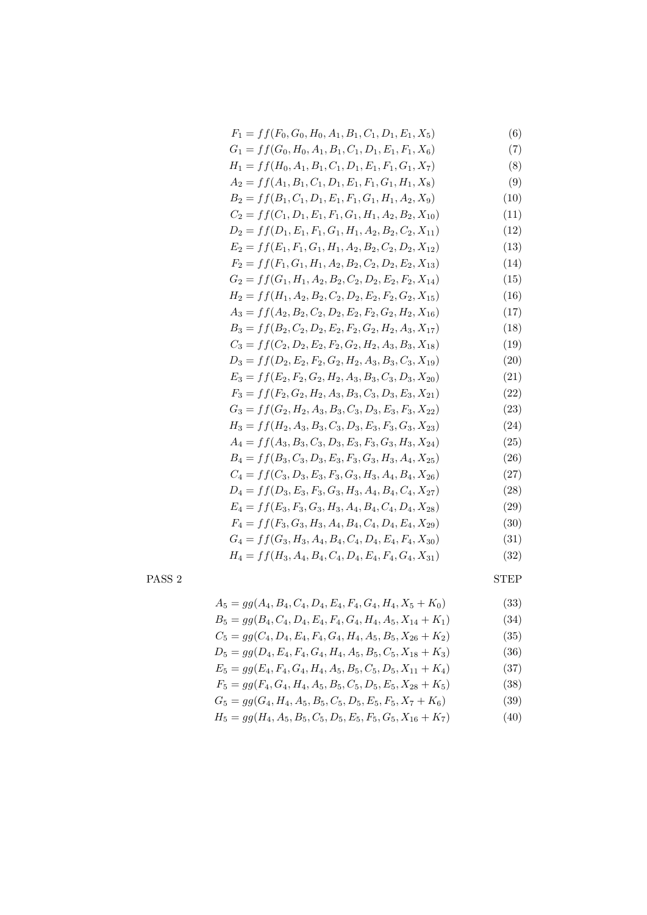$$F_1 = ff(F_0, G_0, H_0, A_1, B_1, C_1, D_1, E_1, X_5) \tag{6}$$

$$G_1 = ff(G_0, H_0, A_1, B_1, C_1, D_1, E_1, F_1, X_6) \tag{7}$$

$$H_1 = ff(H_0, A_1, B_1, C_1, D_1, E_1, F_1, G_1, X_7) \tag{8}$$

$$A_2 = ff(A_1, B_1, C_1, D_1, E_1, F_1, G_1, H_1, X_8) \tag{9}$$

$$B_2 = ff(B_1, C_1, D_1, E_1, F_1, G_1, H_1, A_2, X_9) \tag{10}$$

$$C_2 = ff(C_1, D_1, E_1, F_1, G_1, H_1, A_2, B_2, X_{10}) \tag{11}$$

$$D_2 = ff(D_1, E_1, F_1, G_1, H_1, A_2, B_2, C_2, X_{11}) \tag{12}$$

$$E_2 = ff(E_1, F_1, G_1, H_1, A_2, B_2, C_2, D_2, X_{12}) \tag{13}$$

$$F_2 = ff(F_1, G_1, H_1, A_2, B_2, C_2, D_2, E_2, X_{13}) \tag{14}$$

$$G_2 = ff(G_1, H_1, A_2, B_2, C_2, D_2, E_2, F_2, X_{14}) \tag{15}$$

$$H_2 = ff(H_1, A_2, B_2, C_2, D_2, E_2, F_2, G_2, X_{15}) \tag{16}$$

$$A_3 = ff(A_2, B_2, C_2, D_2, E_2, F_2, G_2, H_2, X_{16}) \tag{17}$$

$$B_3 = ff(B_2, C_2, D_2, E_2, F_2, G_2, H_2, A_3, X_{17}) \tag{18}$$

$$C_3 = ff(C_2, D_2, E_2, F_2, G_2, H_2, A_3, B_3, X_{18}) \tag{19}$$

$$D_3 = ff(D_2, E_2, F_2, G_2, H_2, A_3, B_3, C_3, X_{19}) \tag{20}$$

$$E_3 = ff(E_2, F_2, G_2, H_2, A_3, B_3, C_3, D_3, X_{20}) \tag{21}$$

$$F_3 = ff(F_2, G_2, H_2, A_3, B_3, C_3, D_3, E_3, X_{21}) \tag{22}$$

$$G_3 = ff(G_2, H_2, A_3, B_3, C_3, D_3, E_3, F_3, X_{22}) \tag{23}$$

$$H_3 = ff(H_2, A_3, B_3, C_3, D_3, E_3, F_3, G_3, X_{23}) \tag{24}$$

$$A_4 = ff(A_3, B_3, C_3, D_3, E_3, F_3, G_3, H_3, X_{24}) \tag{25}$$

$$B_4 = ff(B_3, C_3, D_3, E_3, F_3, G_3, H_3, A_4, X_{25}) \tag{26}$$

$$C_4 = ff(C_3, D_3, E_3, F_3, G_3, H_3, A_4, B_4, X_{26}) \tag{27}$$

$$D_4 = ff(D_3, E_3, F_3, G_3, H_3, A_4, B_4, C_4, X_{27}) \tag{28}$$

$$E_4 = ff(E_3, F_3, G_3, H_3, A_4, B_4, C_4, D_4, X_{28}) \tag{29}$$

$$F_4 = ff(F_3, G_3, H_3, A_4, B_4, C_4, D_4, E_4, X_{29}) \tag{30}$$

$$G_4 = ff(G_3, H_3, A_4, B_4, C_4, D_4, E_4, F_4, X_{30}) \tag{31}$$

$$H_4 = ff(H_3, A_4, B_4, C_4, D_4, E_4, F_4, G_4, X_{31}) \tag{32}$$

PASS 2 STEP

$$A_5 = gg(A_4, B_4, C_4, D_4, E_4, F_4, G_4, H_4, X_5 + K_0) \tag{33}$$

$$B_5 = gg(B_4, C_4, D_4, E_4, F_4, G_4, H_4, A_5, X_{14} + K_1) \tag{34}$$

$$C_5 = gg(C_4, D_4, E_4, F_4, G_4, H_4, A_5, B_5, X_{26} + K_2) \tag{35}$$

$$D_5 = gg(D_4, E_4, F_4, G_4, H_4, A_5, B_5, C_5, X_{18} + K_3) \tag{36}$$

$$E_5 = gg(E_4, F_4, G_4, H_4, A_5, B_5, C_5, D_5, X_{11} + K_4) \tag{37}$$

$$F_5 = gg(F_4, G_4, H_4, A_5, B_5, C_5, D_5, E_5, X_{28} + K_5) \tag{38}$$

$$G_5 = gg(G_4, H_4, A_5, B_5, C_5, D_5, E_5, F_5, X_7 + K_6) \tag{39}$$

$$H_5 = gg(H_4, A_5, B_5, C_5, D_5, E_5, F_5, G_5, X_{16} + K_7) \tag{40}$$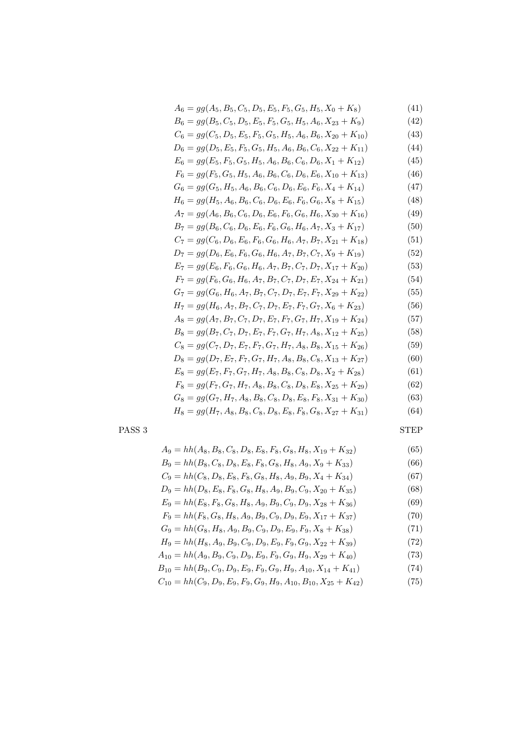$$A_6 = gg(A_5, B_5, C_5, D_5, E_5, F_5, G_5, H_5, X_0 + K_8) \tag{41}$$
$$B_6 = gg(B_5, C_5, D_5, E_5, F_5, G_5, H_5, A_6, X_{23} + K_9) \tag{42}$$
$$C_6 = gg(C_5, D_5, E_5, F_5, G_5, H_5, A_6, B_6, X_{20} + K_{10}) \tag{43}$$
$$D_6 = gg(D_5, E_5, F_5, G_5, H_5, A_6, B_6, C_6, X_{22} + K_{11}) \tag{44}$$
$$E_6 = gg(E_5, F_5, G_5, H_5, A_6, B_6, C_6, D_6, X_1 + K_{12}) \tag{45}$$
$$F_6 = gg(F_5, G_5, H_5, A_6, B_6, C_6, D_6, E_6, X_{10} + K_{13}) \tag{46}$$
$$G_6 = gg(G_5, H_5, A_6, B_6, C_6, D_6, E_6, F_6, X_4 + K_{14}) \tag{47}$$
$$H_6 = gg(H_5, A_6, B_6, C_6, D_6, E_6, F_6, G_6, X_8 + K_{15}) \tag{48}$$
$$A_7 = gg(A_6, B_6, C_6, D_6, E_6, F_6, G_6, H_6, X_{30} + K_{16}) \tag{49}$$
$$B_7 = gg(B_6, C_6, D_6, E_6, F_6, G_6, H_6, A_7, X_3 + K_{17}) \tag{50}$$
$$C_7 = gg(C_6, D_6, E_6, F_6, G_6, H_6, A_7, B_7, X_{21} + K_{18}) \tag{51}$$
$$D_7 = gg(D_6, E_6, F_6, G_6, H_6, A_7, B_7, C_7, X_9 + K_{19}) \tag{52}$$
$$E_7 = gg(E_6, F_6, G_6, H_6, A_7, B_7, C_7, D_7, X_{17} + K_{20}) \tag{53}$$
$$F_7 = gg(F_6, G_6, H_6, A_7, B_7, C_7, D_7, E_7, X_{24} + K_{21}) \tag{54}$$
$$G_7 = gg(G_6, H_6, A_7, B_7, C_7, D_7, E_7, F_7, X_{29} + K_{22}) \tag{55}$$
$$H_7 = gg(H_6, A_7, B_7, C_7, D_7, E_7, F_7, G_7, X_6 + K_{23}) \tag{56}$$
$$A_8 = gg(A_7, B_7, C_7, D_7, E_7, F_7, G_7, H_7, X_{19} + K_{24}) \tag{57}$$
$$B_8 = gg(B_7, C_7, D_7, E_7, F_7, G_7, H_7, A_8, X_{12} + K_{25}) \tag{58}$$
$$C_8 = gg(C_7, D_7, E_7, F_7, G_7, H_7, A_8, B_8, X_{15} + K_{26}) \tag{59}$$
$$D_8 = gg(D_7, E_7, F_7, G_7, H_7, A_8, B_8, C_8, X_{13} + K_{27}) \tag{60}$$
$$E_8 = gg(E_7, F_7, G_7, H_7, A_8, B_8, C_8, D_8, X_2 + K_{28}) \tag{61}$$
$$F_8 = gg(F_7, G_7, H_7, A_8, B_8, C_8, D_8, E_8, X_{25} + K_{29}) \tag{62}$$
$$G_8 = gg(G_7, H_7, A_8, B_8, C_8, D_8, E_8, F_8, X_{31} + K_{30}) \tag{63}$$
$$H_8 = gg(H_7, A_8, B_8, C_8, D_8, E_8, F_8, G_8, X_{27} + K_{31}) \tag{64}$$

PASS 3 STEP

$$A_9 = hh(A_8, B_8, C_8, D_8, E_8, F_8, G_8, H_8, X_{19} + K_{32}) \tag{65}$$
$$B_9 = hh(B_8, C_8, D_8, E_8, F_8, G_8, H_8, A_9, X_9 + K_{33}) \tag{66}$$
$$C_9 = hh(C_8, D_8, E_8, F_8, G_8, H_8, A_9, B_9, X_4 + K_{34}) \tag{67}$$
$$D_9 = hh(D_8, E_8, F_8, G_8, H_8, A_9, B_9, C_9, X_{20} + K_{35}) \tag{68}$$
$$E_9 = hh(E_8, F_8, G_8, H_8, A_9, B_9, C_9, D_9, X_{28} + K_{36}) \tag{69}$$
$$F_9 = hh(F_8, G_8, H_8, A_9, B_9, C_9, D_9, E_9, X_{17} + K_{37}) \tag{70}$$
$$G_9 = hh(G_8, H_8, A_9, B_9, C_9, D_9, E_9, F_9, X_8 + K_{38}) \tag{71}$$
$$H_9 = hh(H_8, A_9, B_9, C_9, D_9, E_9, F_9, G_9, X_{22} + K_{39}) \tag{72}$$
$$A_{10} = hh(A_9, B_9, C_9, D_9, E_9, F_9, G_9, H_9, X_{29} + K_{40}) \tag{73}$$
$$B_{10} = hh(B_9, C_9, D_9, E_9, F_9, G_9, H_9, A_{10}, X_{14} + K_{41}) \tag{74}$$
$$C_{10} = hh(C_9, D_9, E_9, F_9, G_9, H_9, A_{10}, B_{10}, X_{25} + K_{42}) \tag{75}$$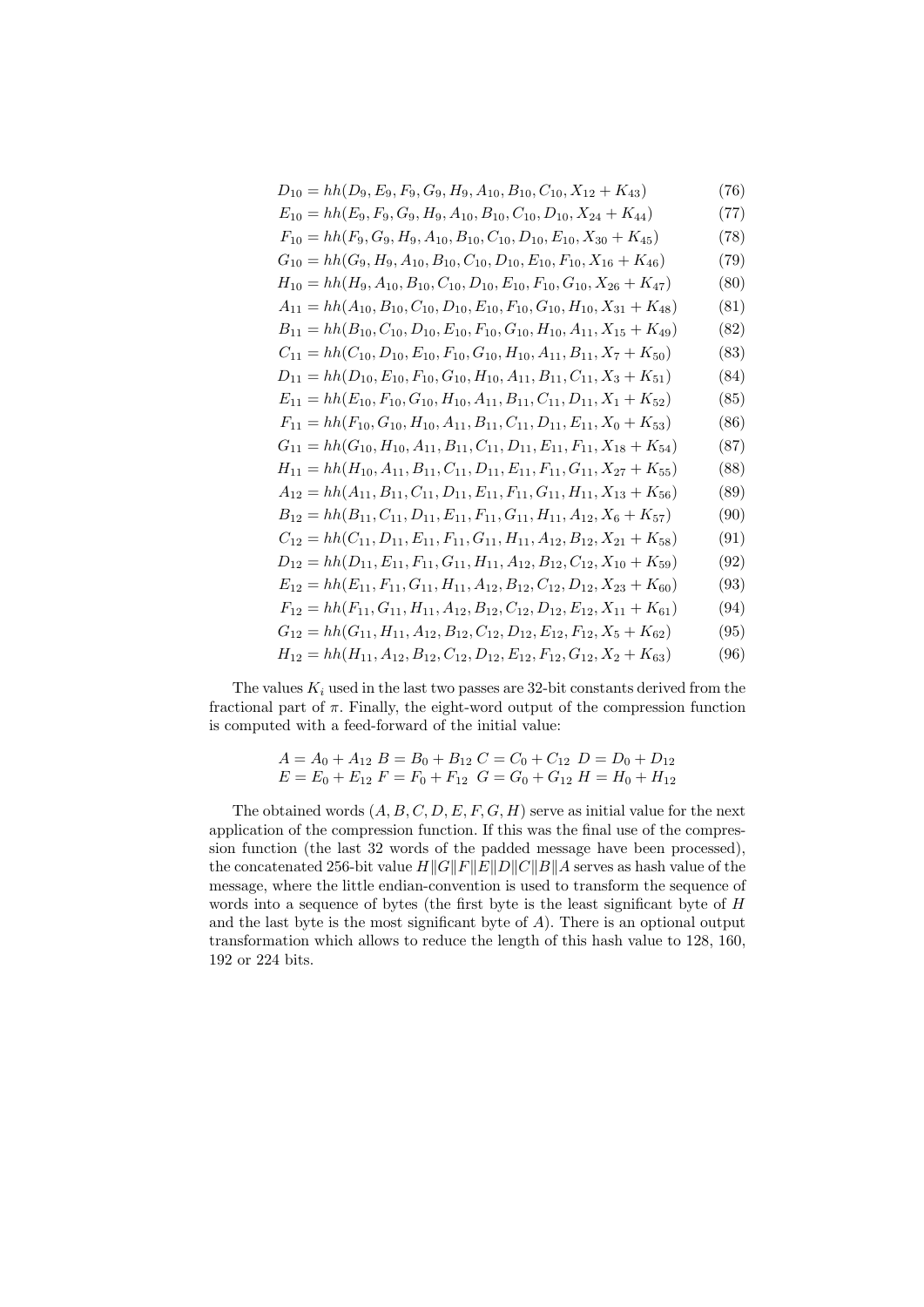$$D_{10} = hh(D_9, E_9, F_9, G_9, H_9, A_{10}, B_{10}, C_{10}, X_{12} + K_{43}) \quad (76)$$
$$E_{10} = hh(E_9, F_9, G_9, H_9, A_{10}, B_{10}, C_{10}, D_{10}, X_{24} + K_{44}) \quad (77)$$
$$F_{10} = hh(F_9, G_9, H_9, A_{10}, B_{10}, C_{10}, D_{10}, E_{10}, X_{30} + K_{45}) \quad (78)$$
$$G_{10} = hh(G_9, H_9, A_{10}, B_{10}, C_{10}, D_{10}, E_{10}, F_{10}, X_{16} + K_{46}) \quad (79)$$
$$H_{10} = hh(H_9, A_{10}, B_{10}, C_{10}, D_{10}, E_{10}, F_{10}, G_{10}, X_{26} + K_{47}) \quad (80)$$
$$A_{11} = hh(A_{10}, B_{10}, C_{10}, D_{10}, E_{10}, F_{10}, G_{10}, H_{10}, X_{31} + K_{48}) \quad (81)$$
$$B_{11} = hh(B_{10}, C_{10}, D_{10}, E_{10}, F_{10}, G_{10}, H_{10}, A_{11}, X_{15} + K_{49}) \quad (82)$$
$$C_{11} = hh(C_{10}, D_{10}, E_{10}, F_{10}, G_{10}, H_{10}, A_{11}, B_{11}, X_7 + K_{50}) \quad (83)$$
$$D_{11} = hh(D_{10}, E_{10}, F_{10}, G_{10}, H_{10}, A_{11}, B_{11}, C_{11}, X_3 + K_{51}) \quad (84)$$
$$E_{11} = hh(E_{10}, F_{10}, G_{10}, H_{10}, A_{11}, B_{11}, C_{11}, D_{11}, X_1 + K_{52}) \quad (85)$$
$$F_{11} = hh(F_{10}, G_{10}, H_{10}, A_{11}, B_{11}, C_{11}, D_{11}, E_{11}, X_0 + K_{53}) \quad (86)$$
$$G_{11} = hh(G_{10}, H_{10}, A_{11}, B_{11}, C_{11}, D_{11}, E_{11}, F_{11}, X_{18} + K_{54}) \quad (87)$$
$$H_{11} = hh(H_{10}, A_{11}, B_{11}, C_{11}, D_{11}, E_{11}, F_{11}, G_{11}, X_{27} + K_{55}) \quad (88)$$
$$A_{12} = hh(A_{11}, B_{11}, C_{11}, D_{11}, E_{11}, F_{11}, G_{11}, H_{11}, X_{13} + K_{56}) \quad (89)$$
$$B_{12} = hh(B_{11}, C_{11}, D_{11}, E_{11}, F_{11}, G_{11}, H_{11}, A_{12}, X_6 + K_{57}) \quad (90)$$
$$C_{12} = hh(C_{11}, D_{11}, E_{11}, F_{11}, G_{11}, H_{11}, A_{12}, B_{12}, X_{21} + K_{58}) \quad (91)$$
$$D_{12} = hh(D_{11}, E_{11}, F_{11}, G_{11}, H_{11}, A_{12}, B_{12}, C_{12}, X_{10} + K_{59}) \quad (92)$$
$$E_{12} = hh(E_{11}, F_{11}, G_{11}, H_{11}, A_{12}, B_{12}, C_{12}, D_{12}, X_{23} + K_{60}) \quad (93)$$
$$F_{12} = hh(F_{11}, G_{11}, H_{11}, A_{12}, B_{12}, C_{12}, D_{12}, E_{12}, X_{11} + K_{61}) \quad (94)$$
$$G_{12} = hh(G_{11}, H_{11}, A_{12}, B_{12}, C_{12}, D_{12}, E_{12}, F_{12}, X_5 + K_{62}) \quad (95)$$
$$H_{12} = hh(H_{11}, A_{12}, B_{12}, C_{12}, D_{12}, E_{12}, F_{12}, G_{12}, X_2 + K_{63}) \quad (96)$$

The values $K_i$ used in the last two passes are 32-bit constants derived from the fractional part of $\pi$. Finally, the eight-word output of the compression function is computed with a feed-forward of the initial value:

$$A = A_0 + A_{12} \; B = B_0 + B_{12} \; C = C_0 + C_{12} \; D = D_0 + D_{12}$$
$$E = E_0 + E_{12} \; F = F_0 + F_{12} \; G = G_0 + G_{12} \; H = H_0 + H_{12}$$

The obtained words $(A, B, C, D, E, F, G, H)$ serve as initial value for the next application of the compression function. If this was the final use of the compression function (the last 32 words of the padded message have been processed), the concatenated 256-bit value $H\|G\|F\|E\|D\|C\|B\|A$ serves as hash value of the message, where the little endian-convention is used to transform the sequence of words into a sequence of bytes (the first byte is the least significant byte of $H$ and the last byte is the most significant byte of $A$). There is an optional output transformation which allows to reduce the length of this hash value to 128, 160, 192 or 224 bits.